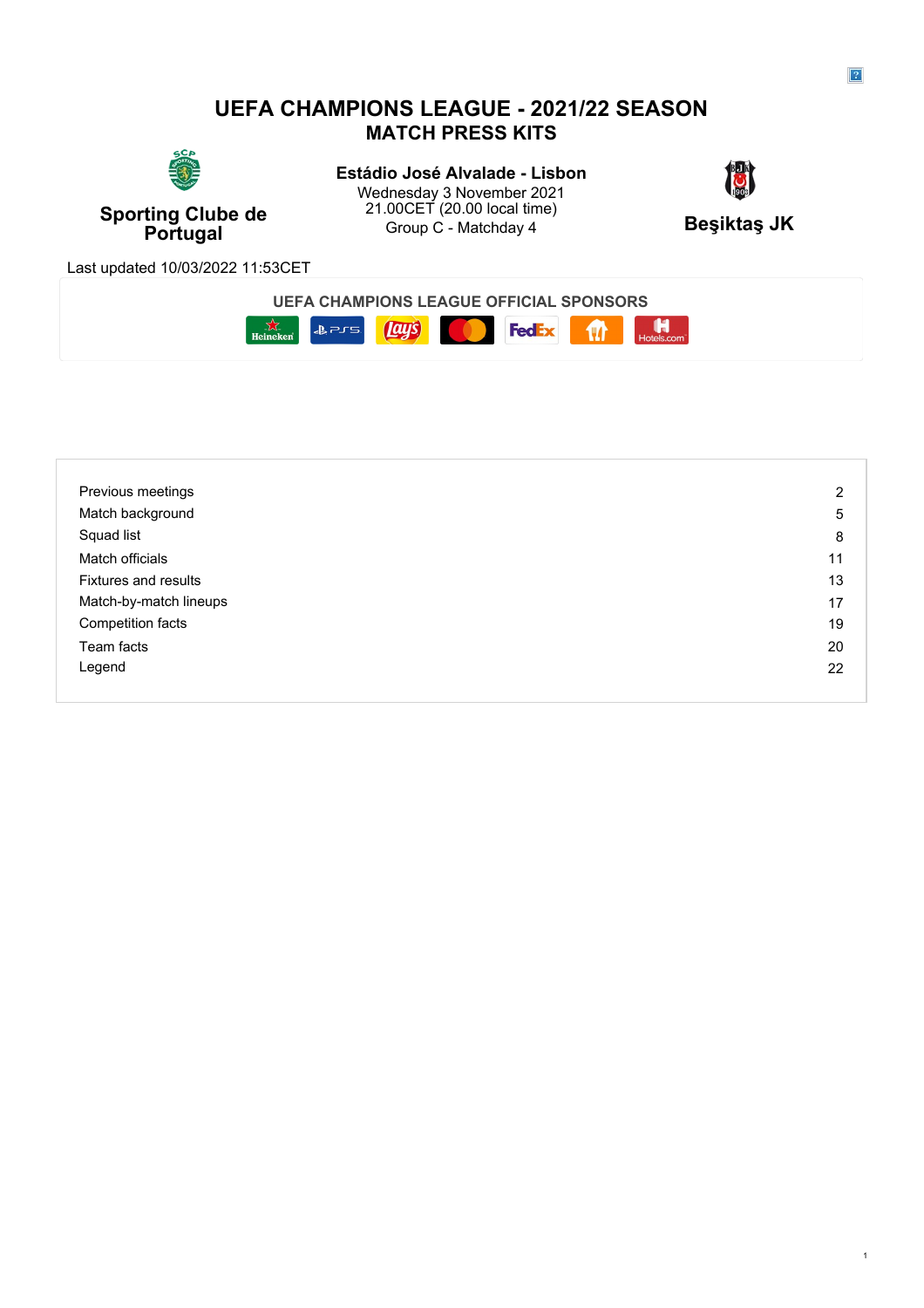# UEFA CHAMPIONS LEAGUE - 2021/22 SEASON
## MATCH PRESS KITS

**Sporting Clube de Portugal**

**Estádio José Alvalade - Lisbon**
Wednesday 3 November 2021
21.00CET (20.00 local time)
Group C - Matchday 4

**Beşiktaş JK**

Last updated 10/03/2022 11:53CET

**UEFA CHAMPIONS LEAGUE OFFICIAL SPONSORS**

| | |
|---|---|
| Previous meetings | 2 |
| Match background | 5 |
| Squad list | 8 |
| Match officials | 11 |
| Fixtures and results | 13 |
| Match-by-match lineups | 17 |
| Competition facts | 19 |
| Team facts | 20 |
| Legend | 22 |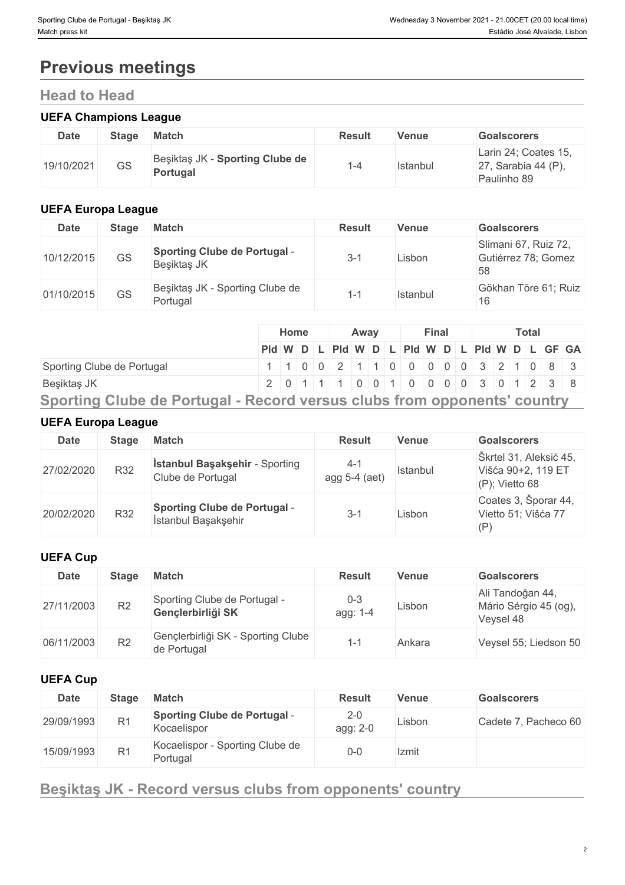# Previous meetings

## Head to Head

### UEFA Champions League

| Date | Stage | Match | Result | Venue | Goalscorers |
|---|---|---|---|---|---|
| 19/10/2021 | GS | Beşiktaş JK - **Sporting Clube de Portugal** | 1-4 | Istanbul | Larin 24; Coates 15, 27, Sarabia 44 (P), Paulinho 89 |

### UEFA Europa League

| Date | Stage | Match | Result | Venue | Goalscorers |
|---|---|---|---|---|---|
| 10/12/2015 | GS | **Sporting Clube de Portugal** - Beşiktaş JK | 3-1 | Lisbon | Slimani 67, Ruiz 72, Gutiérrez 78; Gomez 58 |
| 01/10/2015 | GS | Beşiktaş JK - Sporting Clube de Portugal | 1-1 | Istanbul | Gökhan Töre 61; Ruiz 16 |

| | Home | | | | Away | | | | Final | | | | Total | | | | | |
|---|---|---|---|---|---|---|---|---|---|---|---|---|---|---|---|---|---|---|
| | Pld | W | D | L | Pld | W | D | L | Pld | W | D | L | Pld | W | D | L | GF | GA |
| Sporting Clube de Portugal | 1 | 1 | 0 | 0 | 2 | 1 | 1 | 0 | 0 | 0 | 0 | 0 | 3 | 2 | 1 | 0 | 8 | 3 |
| Beşiktaş JK | 2 | 0 | 1 | 1 | 1 | 0 | 0 | 1 | 0 | 0 | 0 | 0 | 3 | 0 | 1 | 2 | 3 | 8 |

## Sporting Clube de Portugal - Record versus clubs from opponents' country

### UEFA Europa League

| Date | Stage | Match | Result | Venue | Goalscorers |
|---|---|---|---|---|---|
| 27/02/2020 | R32 | **İstanbul Başakşehir** - Sporting Clube de Portugal | 4-1 agg 5-4 (aet) | Istanbul | Škrtel 31, Aleksić 45, Višća 90+2, 119 ET (P); Vietto 68 |
| 20/02/2020 | R32 | **Sporting Clube de Portugal** - İstanbul Başakşehir | 3-1 | Lisbon | Coates 3, Šporar 44, Vietto 51; Višća 77 (P) |

### UEFA Cup

| Date | Stage | Match | Result | Venue | Goalscorers |
|---|---|---|---|---|---|
| 27/11/2003 | R2 | Sporting Clube de Portugal - **Gençlerbirliği SK** | 0-3 agg: 1-4 | Lisbon | Ali Tandoğan 44, Mário Sérgio 45 (og), Veysel 48 |
| 06/11/2003 | R2 | Gençlerbirliği SK - Sporting Clube de Portugal | 1-1 | Ankara | Veysel 55; Liedson 50 |

### UEFA Cup

| Date | Stage | Match | Result | Venue | Goalscorers |
|---|---|---|---|---|---|
| 29/09/1993 | R1 | **Sporting Clube de Portugal** - Kocaelispor | 2-0 agg: 2-0 | Lisbon | Cadete 7, Pacheco 60 |
| 15/09/1993 | R1 | Kocaelispor - Sporting Clube de Portugal | 0-0 | Izmit | |

## Beşiktaş JK - Record versus clubs from opponents' country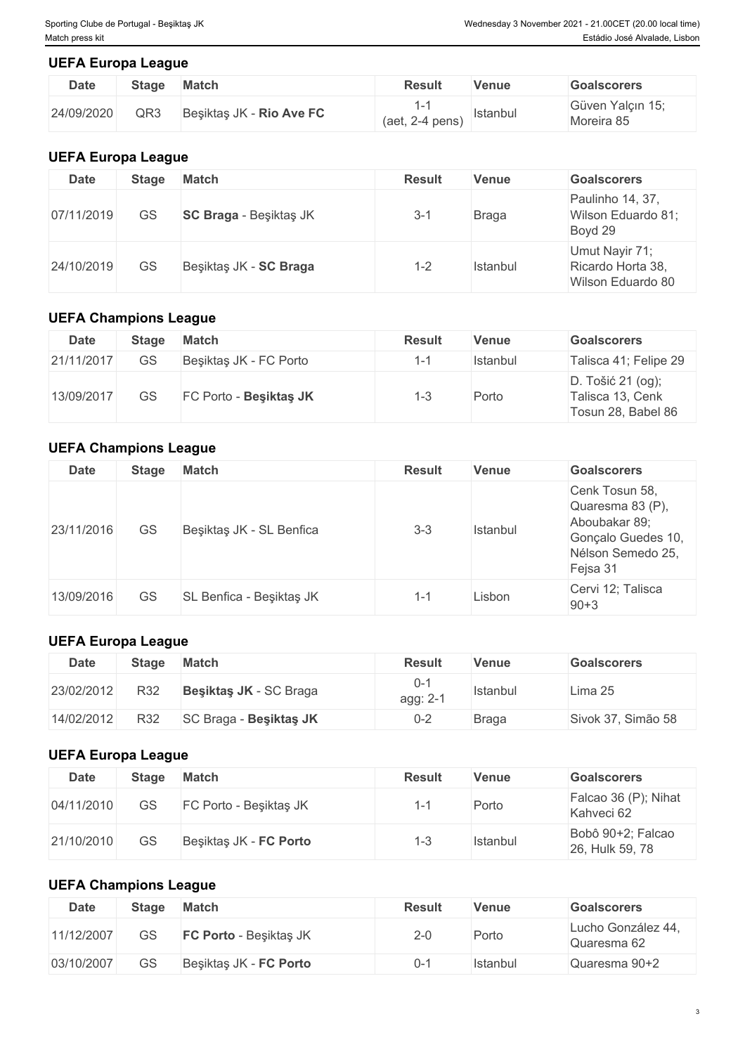### UEFA Europa League

| Date | Stage | Match | Result | Venue | Goalscorers |
| --- | --- | --- | --- | --- | --- |
| 24/09/2020 | QR3 | Beşiktaş JK - **Rio Ave FC** | 1-1 (aet, 2-4 pens) | Istanbul | Güven Yalçın 15; Moreira 85 |

### UEFA Europa League

| Date | Stage | Match | Result | Venue | Goalscorers |
| --- | --- | --- | --- | --- | --- |
| 07/11/2019 | GS | **SC Braga** - Beşiktaş JK | 3-1 | Braga | Paulinho 14, 37, Wilson Eduardo 81; Boyd 29 |
| 24/10/2019 | GS | Beşiktaş JK - **SC Braga** | 1-2 | Istanbul | Umut Nayir 71; Ricardo Horta 38, Wilson Eduardo 80 |

### UEFA Champions League

| Date | Stage | Match | Result | Venue | Goalscorers |
| --- | --- | --- | --- | --- | --- |
| 21/11/2017 | GS | Beşiktaş JK - FC Porto | 1-1 | Istanbul | Talisca 41; Felipe 29 |
| 13/09/2017 | GS | FC Porto - **Beşiktaş JK** | 1-3 | Porto | D. Tošić 21 (og); Talisca 13, Cenk Tosun 28, Babel 86 |

### UEFA Champions League

| Date | Stage | Match | Result | Venue | Goalscorers |
| --- | --- | --- | --- | --- | --- |
| 23/11/2016 | GS | Beşiktaş JK - SL Benfica | 3-3 | Istanbul | Cenk Tosun 58, Quaresma 83 (P), Aboubakar 89; Gonçalo Guedes 10, Nélson Semedo 25, Fejsa 31 |
| 13/09/2016 | GS | SL Benfica - Beşiktaş JK | 1-1 | Lisbon | Cervi 12; Talisca 90+3 |

### UEFA Europa League

| Date | Stage | Match | Result | Venue | Goalscorers |
| --- | --- | --- | --- | --- | --- |
| 23/02/2012 | R32 | **Beşiktaş JK** - SC Braga | 0-1 agg: 2-1 | Istanbul | Lima 25 |
| 14/02/2012 | R32 | SC Braga - **Beşiktaş JK** | 0-2 | Braga | Sivok 37, Simão 58 |

### UEFA Europa League

| Date | Stage | Match | Result | Venue | Goalscorers |
| --- | --- | --- | --- | --- | --- |
| 04/11/2010 | GS | FC Porto - Beşiktaş JK | 1-1 | Porto | Falcao 36 (P); Nihat Kahveci 62 |
| 21/10/2010 | GS | Beşiktaş JK - **FC Porto** | 1-3 | Istanbul | Bobô 90+2; Falcao 26, Hulk 59, 78 |

### UEFA Champions League

| Date | Stage | Match | Result | Venue | Goalscorers |
| --- | --- | --- | --- | --- | --- |
| 11/12/2007 | GS | **FC Porto** - Beşiktaş JK | 2-0 | Porto | Lucho González 44, Quaresma 62 |
| 03/10/2007 | GS | Beşiktaş JK - **FC Porto** | 0-1 | Istanbul | Quaresma 90+2 |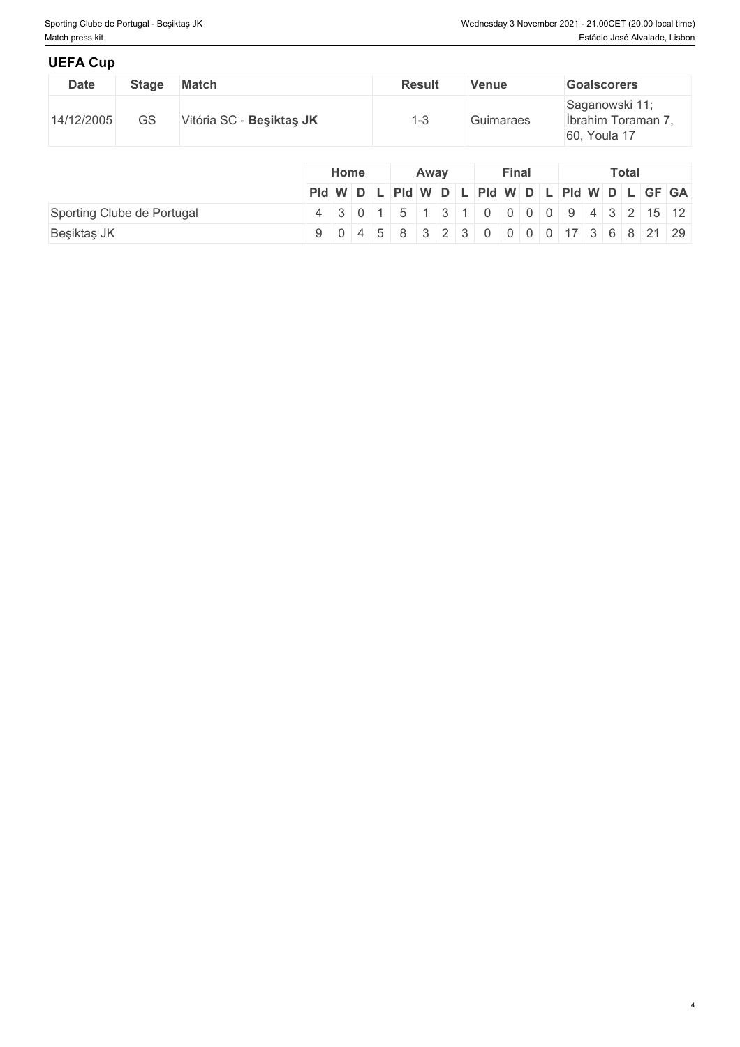## UEFA Cup

| Date | Stage | Match | Result | Venue | Goalscorers |
|---|---|---|---|---|---|
| 14/12/2005 | GS | Vitória SC - **Beşiktaş JK** | 1-3 | Guimaraes | Saganowski 11; İbrahim Toraman 7, 60, Youla 17 |

| | Home | | | | Away | | | | Final | | | | Total | | | | | |
|---|---|---|---|---|---|---|---|---|---|---|---|---|---|---|---|---|---|---|
| | Pld | W | D | L | Pld | W | D | L | Pld | W | D | L | Pld | W | D | L | GF | GA |
| Sporting Clube de Portugal | 4 | 3 | 0 | 1 | 5 | 1 | 3 | 1 | 0 | 0 | 0 | 0 | 9 | 4 | 3 | 2 | 15 | 12 |
| Beşiktaş JK | 9 | 0 | 4 | 5 | 8 | 3 | 2 | 3 | 0 | 0 | 0 | 0 | 17 | 3 | 6 | 8 | 21 | 29 |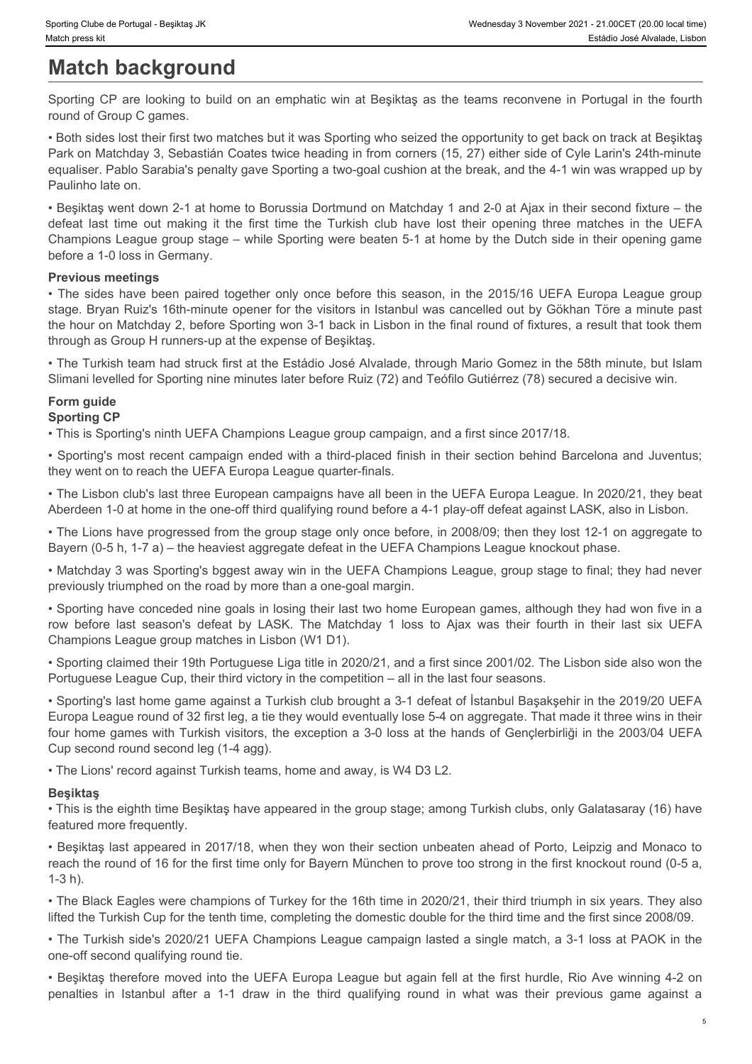# Match background

Sporting CP are looking to build on an emphatic win at Beşiktaş as the teams reconvene in Portugal in the fourth round of Group C games.

• Both sides lost their first two matches but it was Sporting who seized the opportunity to get back on track at Beşiktaş Park on Matchday 3, Sebastián Coates twice heading in from corners (15, 27) either side of Cyle Larin's 24th-minute equaliser. Pablo Sarabia's penalty gave Sporting a two-goal cushion at the break, and the 4-1 win was wrapped up by Paulinho late on.

• Beşiktaş went down 2-1 at home to Borussia Dortmund on Matchday 1 and 2-0 at Ajax in their second fixture – the defeat last time out making it the first time the Turkish club have lost their opening three matches in the UEFA Champions League group stage – while Sporting were beaten 5-1 at home by the Dutch side in their opening game before a 1-0 loss in Germany.

### Previous meetings

• The sides have been paired together only once before this season, in the 2015/16 UEFA Europa League group stage. Bryan Ruiz's 16th-minute opener for the visitors in Istanbul was cancelled out by Gökhan Töre a minute past the hour on Matchday 2, before Sporting won 3-1 back in Lisbon in the final round of fixtures, a result that took them through as Group H runners-up at the expense of Beşiktaş.

• The Turkish team had struck first at the Estádio José Alvalade, through Mario Gomez in the 58th minute, but Islam Slimani levelled for Sporting nine minutes later before Ruiz (72) and Teófilo Gutiérrez (78) secured a decisive win.

### Form guide

#### Sporting CP

• This is Sporting's ninth UEFA Champions League group campaign, and a first since 2017/18.

• Sporting's most recent campaign ended with a third-placed finish in their section behind Barcelona and Juventus; they went on to reach the UEFA Europa League quarter-finals.

• The Lisbon club's last three European campaigns have all been in the UEFA Europa League. In 2020/21, they beat Aberdeen 1-0 at home in the one-off third qualifying round before a 4-1 play-off defeat against LASK, also in Lisbon.

• The Lions have progressed from the group stage only once before, in 2008/09; then they lost 12-1 on aggregate to Bayern (0-5 h, 1-7 a) – the heaviest aggregate defeat in the UEFA Champions League knockout phase.

• Matchday 3 was Sporting's bggest away win in the UEFA Champions League, group stage to final; they had never previously triumphed on the road by more than a one-goal margin.

• Sporting have conceded nine goals in losing their last two home European games, although they had won five in a row before last season's defeat by LASK. The Matchday 1 loss to Ajax was their fourth in their last six UEFA Champions League group matches in Lisbon (W1 D1).

• Sporting claimed their 19th Portuguese Liga title in 2020/21, and a first since 2001/02. The Lisbon side also won the Portuguese League Cup, their third victory in the competition – all in the last four seasons.

• Sporting's last home game against a Turkish club brought a 3-1 defeat of İstanbul Başakşehir in the 2019/20 UEFA Europa League round of 32 first leg, a tie they would eventually lose 5-4 on aggregate. That made it three wins in their four home games with Turkish visitors, the exception a 3-0 loss at the hands of Gençlerbirliği in the 2003/04 UEFA Cup second round second leg (1-4 agg).

• The Lions' record against Turkish teams, home and away, is W4 D3 L2.

#### Beşiktaş

• This is the eighth time Beşiktaş have appeared in the group stage; among Turkish clubs, only Galatasaray (16) have featured more frequently.

• Beşiktaş last appeared in 2017/18, when they won their section unbeaten ahead of Porto, Leipzig and Monaco to reach the round of 16 for the first time only for Bayern München to prove too strong in the first knockout round (0-5 a, 1-3 h).

• The Black Eagles were champions of Turkey for the 16th time in 2020/21, their third triumph in six years. They also lifted the Turkish Cup for the tenth time, completing the domestic double for the third time and the first since 2008/09.

• The Turkish side's 2020/21 UEFA Champions League campaign lasted a single match, a 3-1 loss at PAOK in the one-off second qualifying round tie.

• Beşiktaş therefore moved into the UEFA Europa League but again fell at the first hurdle, Rio Ave winning 4-2 on penalties in Istanbul after a 1-1 draw in the third qualifying round in what was their previous game against a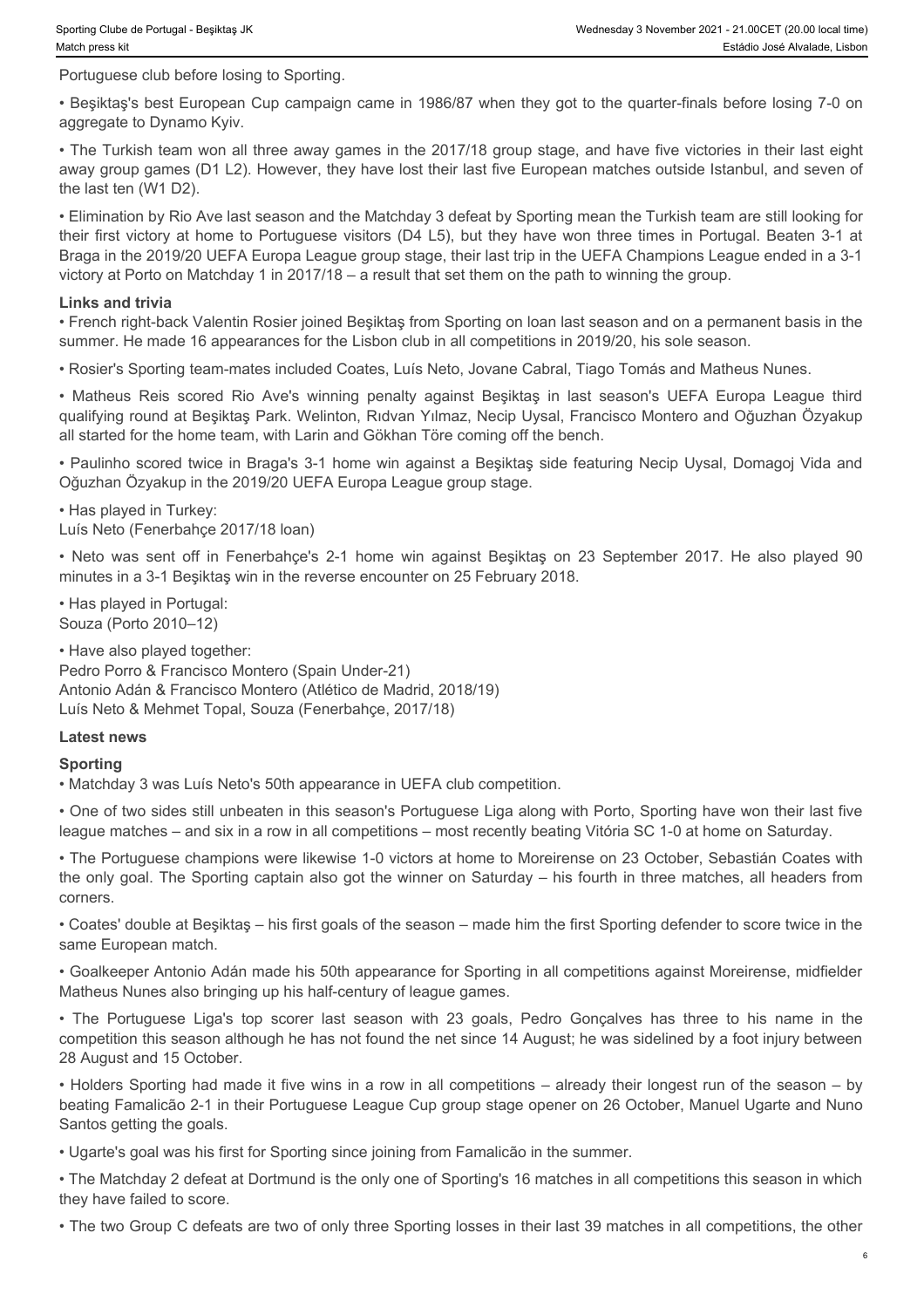Portuguese club before losing to Sporting.

- Beşiktaş's best European Cup campaign came in 1986/87 when they got to the quarter-finals before losing 7-0 on aggregate to Dynamo Kyiv.

- The Turkish team won all three away games in the 2017/18 group stage, and have five victories in their last eight away group games (D1 L2). However, they have lost their last five European matches outside Istanbul, and seven of the last ten (W1 D2).

- Elimination by Rio Ave last season and the Matchday 3 defeat by Sporting mean the Turkish team are still looking for their first victory at home to Portuguese visitors (D4 L5), but they have won three times in Portugal. Beaten 3-1 at Braga in the 2019/20 UEFA Europa League group stage, their last trip in the UEFA Champions League ended in a 3-1 victory at Porto on Matchday 1 in 2017/18 – a result that set them on the path to winning the group.

**Links and trivia**

- French right-back Valentin Rosier joined Beşiktaş from Sporting on loan last season and on a permanent basis in the summer. He made 16 appearances for the Lisbon club in all competitions in 2019/20, his sole season.

- Rosier's Sporting team-mates included Coates, Luís Neto, Jovane Cabral, Tiago Tomás and Matheus Nunes.

- Matheus Reis scored Rio Ave's winning penalty against Beşiktaş in last season's UEFA Europa League third qualifying round at Beşiktaş Park. Welinton, Rıdvan Yılmaz, Necip Uysal, Francisco Montero and Oğuzhan Özyakup all started for the home team, with Larin and Gökhan Töre coming off the bench.

- Paulinho scored twice in Braga's 3-1 home win against a Beşiktaş side featuring Necip Uysal, Domagoj Vida and Oğuzhan Özyakup in the 2019/20 UEFA Europa League group stage.

- Has played in Turkey:
Luís Neto (Fenerbahçe 2017/18 loan)

- Neto was sent off in Fenerbahçe's 2-1 home win against Beşiktaş on 23 September 2017. He also played 90 minutes in a 3-1 Beşiktaş win in the reverse encounter on 25 February 2018.

- Has played in Portugal:
Souza (Porto 2010–12)

- Have also played together:
Pedro Porro & Francisco Montero (Spain Under-21)
Antonio Adán & Francisco Montero (Atlético de Madrid, 2018/19)
Luís Neto & Mehmet Topal, Souza (Fenerbahçe, 2017/18)

**Latest news**

**Sporting**

- Matchday 3 was Luís Neto's 50th appearance in UEFA club competition.

- One of two sides still unbeaten in this season's Portuguese Liga along with Porto, Sporting have won their last five league matches – and six in a row in all competitions – most recently beating Vitória SC 1-0 at home on Saturday.

- The Portuguese champions were likewise 1-0 victors at home to Moreirense on 23 October, Sebastián Coates with the only goal. The Sporting captain also got the winner on Saturday – his fourth in three matches, all headers from corners.

- Coates' double at Beşiktaş – his first goals of the season – made him the first Sporting defender to score twice in the same European match.

- Goalkeeper Antonio Adán made his 50th appearance for Sporting in all competitions against Moreirense, midfielder Matheus Nunes also bringing up his half-century of league games.

- The Portuguese Liga's top scorer last season with 23 goals, Pedro Gonçalves has three to his name in the competition this season although he has not found the net since 14 August; he was sidelined by a foot injury between 28 August and 15 October.

- Holders Sporting had made it five wins in a row in all competitions – already their longest run of the season – by beating Famalicão 2-1 in their Portuguese League Cup group stage opener on 26 October, Manuel Ugarte and Nuno Santos getting the goals.

- Ugarte's goal was his first for Sporting since joining from Famalicão in the summer.

- The Matchday 2 defeat at Dortmund is the only one of Sporting's 16 matches in all competitions this season in which they have failed to score.

- The two Group C defeats are two of only three Sporting losses in their last 39 matches in all competitions, the other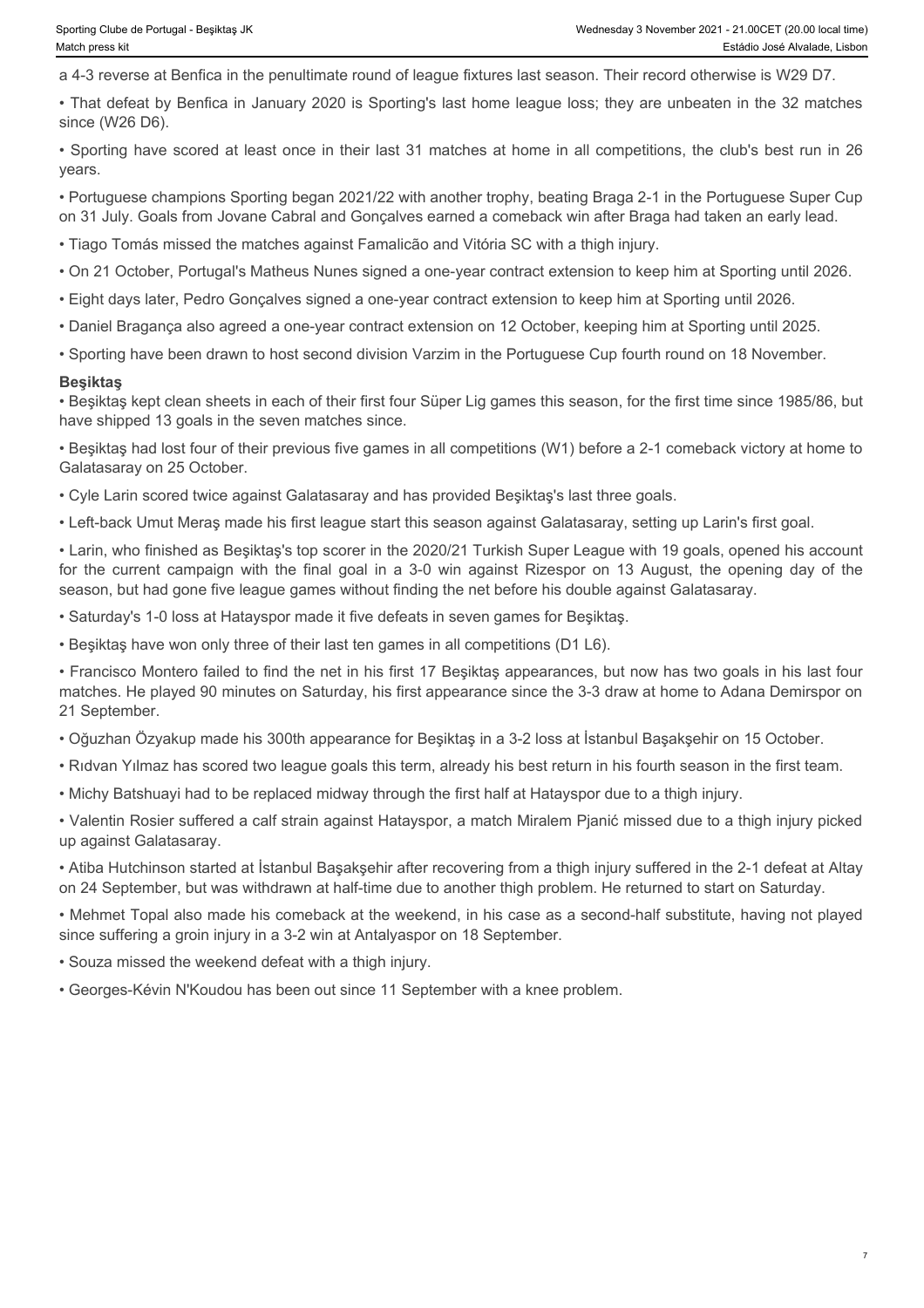a 4-3 reverse at Benfica in the penultimate round of league fixtures last season. Their record otherwise is W29 D7.

- That defeat by Benfica in January 2020 is Sporting's last home league loss; they are unbeaten in the 32 matches since (W26 D6).
- Sporting have scored at least once in their last 31 matches at home in all competitions, the club's best run in 26 years.
- Portuguese champions Sporting began 2021/22 with another trophy, beating Braga 2-1 in the Portuguese Super Cup on 31 July. Goals from Jovane Cabral and Gonçalves earned a comeback win after Braga had taken an early lead.
- Tiago Tomás missed the matches against Famalicão and Vitória SC with a thigh injury.
- On 21 October, Portugal's Matheus Nunes signed a one-year contract extension to keep him at Sporting until 2026.
- Eight days later, Pedro Gonçalves signed a one-year contract extension to keep him at Sporting until 2026.
- Daniel Bragança also agreed a one-year contract extension on 12 October, keeping him at Sporting until 2025.
- Sporting have been drawn to host second division Varzim in the Portuguese Cup fourth round on 18 November.

**Beşiktaş**

- Beşiktaş kept clean sheets in each of their first four Süper Lig games this season, for the first time since 1985/86, but have shipped 13 goals in the seven matches since.
- Beşiktaş had lost four of their previous five games in all competitions (W1) before a 2-1 comeback victory at home to Galatasaray on 25 October.
- Cyle Larin scored twice against Galatasaray and has provided Beşiktaş's last three goals.
- Left-back Umut Meraş made his first league start this season against Galatasaray, setting up Larin's first goal.
- Larin, who finished as Beşiktaş's top scorer in the 2020/21 Turkish Super League with 19 goals, opened his account for the current campaign with the final goal in a 3-0 win against Rizespor on 13 August, the opening day of the season, but had gone five league games without finding the net before his double against Galatasaray.
- Saturday's 1-0 loss at Hatayspor made it five defeats in seven games for Beşiktaş.
- Beşiktaş have won only three of their last ten games in all competitions (D1 L6).
- Francisco Montero failed to find the net in his first 17 Beşiktaş appearances, but now has two goals in his last four matches. He played 90 minutes on Saturday, his first appearance since the 3-3 draw at home to Adana Demirspor on 21 September.
- Oğuzhan Özyakup made his 300th appearance for Beşiktaş in a 3-2 loss at İstanbul Başakşehir on 15 October.
- Rıdvan Yılmaz has scored two league goals this term, already his best return in his fourth season in the first team.
- Michy Batshuayi had to be replaced midway through the first half at Hatayspor due to a thigh injury.
- Valentin Rosier suffered a calf strain against Hatayspor, a match Miralem Pjanić missed due to a thigh injury picked up against Galatasaray.
- Atiba Hutchinson started at İstanbul Başakşehir after recovering from a thigh injury suffered in the 2-1 defeat at Altay on 24 September, but was withdrawn at half-time due to another thigh problem. He returned to start on Saturday.
- Mehmet Topal also made his comeback at the weekend, in his case as a second-half substitute, having not played since suffering a groin injury in a 3-2 win at Antalyaspor on 18 September.
- Souza missed the weekend defeat with a thigh injury.
- Georges-Kévin N'Koudou has been out since 11 September with a knee problem.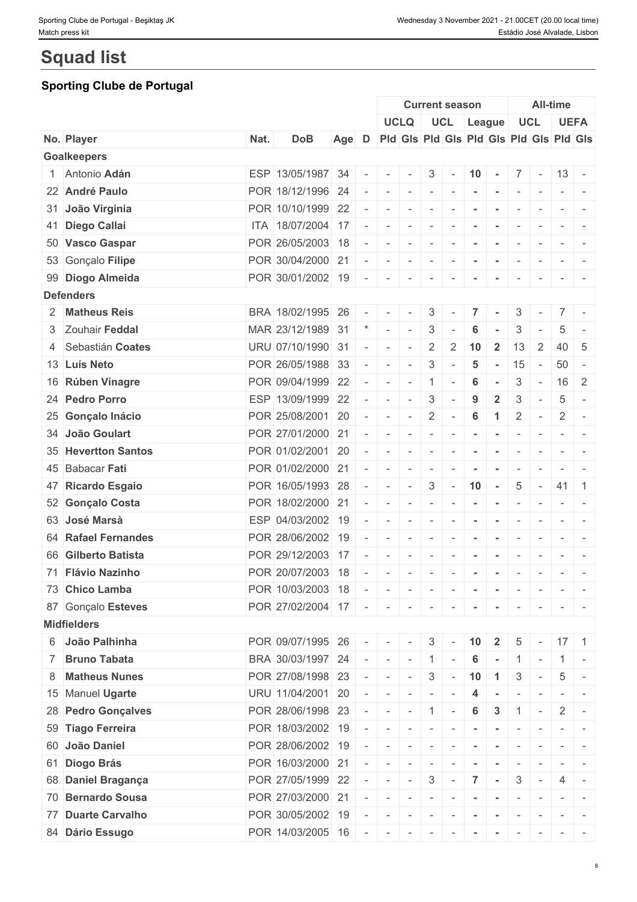# Squad list

## Sporting Clube de Portugal

| | | | | | | Current season | | | | | | All-time | | | |
|---|---|---|---|---|---|---|---|---|---|---|---|---|---|---|---|
| | | | | | | UCLQ | | UCL | | League | | UCL | | UEFA | |
| No. | Player | Nat. | DoB | Age | D | Pld | Gls | Pld | Gls | Pld | Gls | Pld | Gls | Pld | Gls |
| **Goalkeepers** | | | | | | | | | | | | | | | |
| 1 | Antonio **Adán** | ESP | 13/05/1987 | 34 | - | - | - | 3 | - | 10 | - | 7 | - | 13 | - |
| 22 | **André Paulo** | POR | 18/12/1996 | 24 | - | - | - | - | - | - | - | - | - | - | - |
| 31 | **João Virginia** | POR | 10/10/1999 | 22 | - | - | - | - | - | - | - | - | - | - | - |
| 41 | **Diego Callai** | ITA | 18/07/2004 | 17 | - | - | - | - | - | - | - | - | - | - | - |
| 50 | **Vasco Gaspar** | POR | 26/05/2003 | 18 | - | - | - | - | - | - | - | - | - | - | - |
| 53 | Gonçalo **Filipe** | POR | 30/04/2000 | 21 | - | - | - | - | - | - | - | - | - | - | - |
| 99 | **Diogo Almeida** | POR | 30/01/2002 | 19 | - | - | - | - | - | - | - | - | - | - | - |
| **Defenders** | | | | | | | | | | | | | | | |
| 2 | **Matheus Reis** | BRA | 18/02/1995 | 26 | - | - | - | 3 | - | 7 | - | 3 | - | 7 | - |
| 3 | Zouhair **Feddal** | MAR | 23/12/1989 | 31 | * | - | - | 3 | - | 6 | - | 3 | - | 5 | - |
| 4 | Sebastián **Coates** | URU | 07/10/1990 | 31 | - | - | - | 2 | 2 | 10 | 2 | 13 | 2 | 40 | 5 |
| 13 | **Luís Neto** | POR | 26/05/1988 | 33 | - | - | - | 3 | - | 5 | - | 15 | - | 50 | - |
| 16 | **Rúben Vinagre** | POR | 09/04/1999 | 22 | - | - | - | 1 | - | 6 | - | 3 | - | 16 | 2 |
| 24 | **Pedro Porro** | ESP | 13/09/1999 | 22 | - | - | - | 3 | - | 9 | 2 | 3 | - | 5 | - |
| 25 | **Gonçalo Inácio** | POR | 25/08/2001 | 20 | - | - | - | 2 | - | 6 | 1 | 2 | - | 2 | - |
| 34 | **João Goulart** | POR | 27/01/2000 | 21 | - | - | - | - | - | - | - | - | - | - | - |
| 35 | **Hevertton Santos** | POR | 01/02/2001 | 20 | - | - | - | - | - | - | - | - | - | - | - |
| 45 | Babacar **Fati** | POR | 01/02/2000 | 21 | - | - | - | - | - | - | - | - | - | - | - |
| 47 | **Ricardo Esgaio** | POR | 16/05/1993 | 28 | - | - | - | 3 | - | 10 | - | 5 | - | 41 | 1 |
| 52 | **Gonçalo Costa** | POR | 18/02/2000 | 21 | - | - | - | - | - | - | - | - | - | - | - |
| 63 | **José Marsà** | ESP | 04/03/2002 | 19 | - | - | - | - | - | - | - | - | - | - | - |
| 64 | **Rafael Fernandes** | POR | 28/06/2002 | 19 | - | - | - | - | - | - | - | - | - | - | - |
| 66 | **Gilberto Batista** | POR | 29/12/2003 | 17 | - | - | - | - | - | - | - | - | - | - | - |
| 71 | **Flávio Nazinho** | POR | 20/07/2003 | 18 | - | - | - | - | - | - | - | - | - | - | - |
| 73 | **Chico Lamba** | POR | 10/03/2003 | 18 | - | - | - | - | - | - | - | - | - | - | - |
| 87 | Gonçalo **Esteves** | POR | 27/02/2004 | 17 | - | - | - | - | - | - | - | - | - | - | - |
| **Midfielders** | | | | | | | | | | | | | | | |
| 6 | **João Palhinha** | POR | 09/07/1995 | 26 | - | - | - | 3 | - | 10 | 2 | 5 | - | 17 | 1 |
| 7 | **Bruno Tabata** | BRA | 30/03/1997 | 24 | - | - | - | 1 | - | 6 | - | 1 | - | 1 | - |
| 8 | **Matheus Nunes** | POR | 27/08/1998 | 23 | - | - | - | 3 | - | 10 | 1 | 3 | - | 5 | - |
| 15 | Manuel **Ugarte** | URU | 11/04/2001 | 20 | - | - | - | - | - | 4 | - | - | - | - | - |
| 28 | **Pedro Gonçalves** | POR | 28/06/1998 | 23 | - | - | - | 1 | - | 6 | 3 | 1 | - | 2 | - |
| 59 | **Tiago Ferreira** | POR | 18/03/2002 | 19 | - | - | - | - | - | - | - | - | - | - | - |
| 60 | **João Daniel** | POR | 28/06/2002 | 19 | - | - | - | - | - | - | - | - | - | - | - |
| 61 | **Diogo Brás** | POR | 16/03/2000 | 21 | - | - | - | - | - | - | - | - | - | - | - |
| 68 | **Daniel Bragança** | POR | 27/05/1999 | 22 | - | - | - | 3 | - | 7 | - | 3 | - | 4 | - |
| 70 | **Bernardo Sousa** | POR | 27/03/2000 | 21 | - | - | - | - | - | - | - | - | - | - | - |
| 77 | **Duarte Carvalho** | POR | 30/05/2002 | 19 | - | - | - | - | - | - | - | - | - | - | - |
| 84 | **Dário Essugo** | POR | 14/03/2005 | 16 | - | - | - | - | - | - | - | - | - | - | - |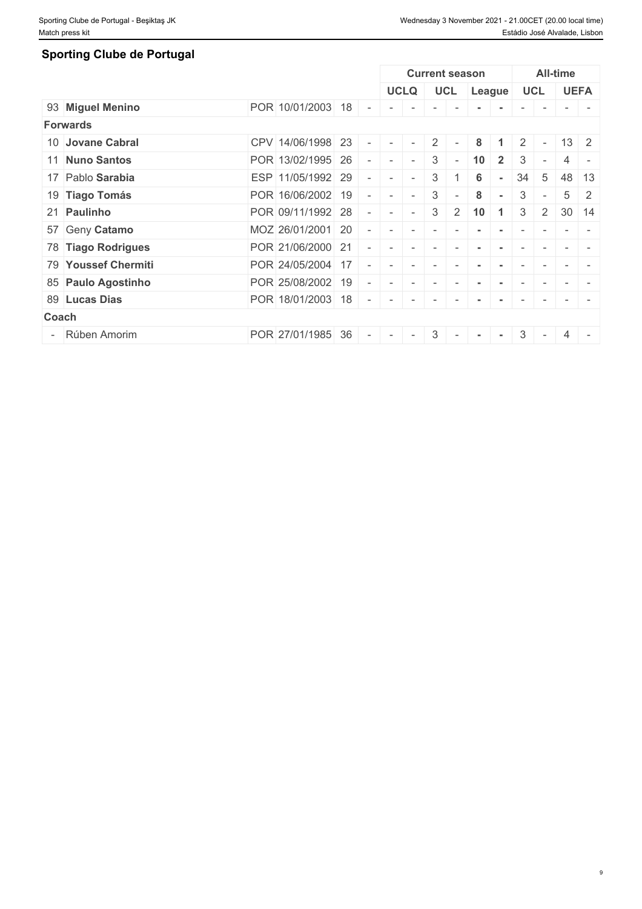## Sporting Clube de Portugal

| | | | | | | Current season | | | | | | All-time | | | |
|---|---|---|---|---|---|---|---|---|---|---|---|---|---|---|---|
| | | | | | | UCLQ | | UCL | | League | | UCL | | UEFA | |
| 93 | **Miguel Menino** | POR | 10/01/2003 | 18 | - | - | - | - | - | - | - | - | - | - | - |
| **Forwards** | | | | | | | | | | | | | | | |
| 10 | **Jovane Cabral** | CPV | 14/06/1998 | 23 | - | - | - | 2 | - | 8 | 1 | 2 | - | 13 | 2 |
| 11 | **Nuno Santos** | POR | 13/02/1995 | 26 | - | - | - | 3 | - | 10 | 2 | 3 | - | 4 | - |
| 17 | Pablo **Sarabia** | ESP | 11/05/1992 | 29 | - | - | - | 3 | 1 | 6 | - | 34 | 5 | 48 | 13 |
| 19 | **Tiago Tomás** | POR | 16/06/2002 | 19 | - | - | - | 3 | - | 8 | - | 3 | - | 5 | 2 |
| 21 | **Paulinho** | POR | 09/11/1992 | 28 | - | - | - | 3 | 2 | 10 | 1 | 3 | 2 | 30 | 14 |
| 57 | Geny **Catamo** | MOZ | 26/01/2001 | 20 | - | - | - | - | - | - | - | - | - | - | - |
| 78 | **Tiago Rodrigues** | POR | 21/06/2000 | 21 | - | - | - | - | - | - | - | - | - | - | - |
| 79 | **Youssef Chermiti** | POR | 24/05/2004 | 17 | - | - | - | - | - | - | - | - | - | - | - |
| 85 | **Paulo Agostinho** | POR | 25/08/2002 | 19 | - | - | - | - | - | - | - | - | - | - | - |
| 89 | **Lucas Dias** | POR | 18/01/2003 | 18 | - | - | - | - | - | - | - | - | - | - | - |
| **Coach** | | | | | | | | | | | | | | | |
| - | Rúben Amorim | POR | 27/01/1985 | 36 | - | - | - | 3 | - | - | - | 3 | - | 4 | - |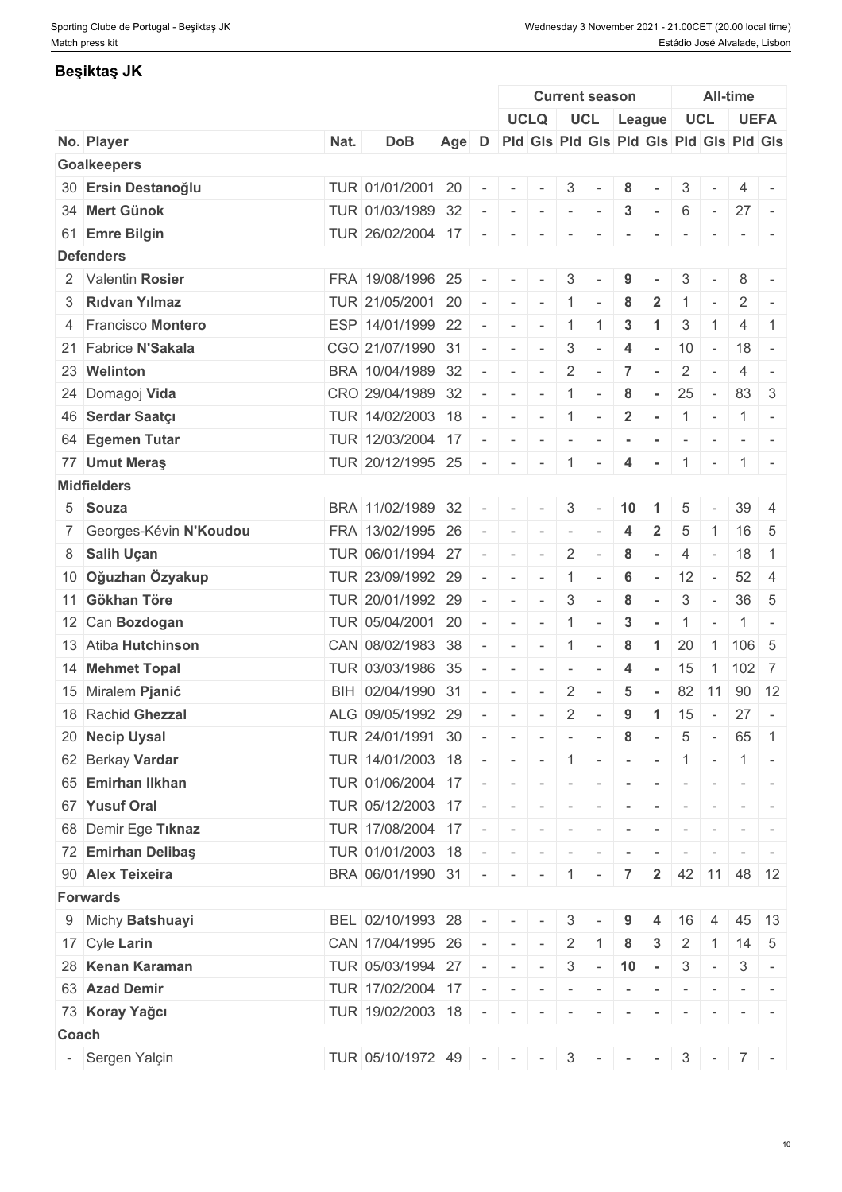## Beşiktaş JK

| | | | | | | Current season | | | | | | All-time | | | |
|---|---|---|---|---|---|---|---|---|---|---|---|---|---|---|---|
| | | | | | | UCLQ | | UCL | | League | | UCL | | UEFA | |
| No. | Player | Nat. | DoB | Age | D | Pld | Gls | Pld | Gls | Pld | Gls | Pld | Gls | Pld | Gls |
| **Goalkeepers** | | | | | | | | | | | | | | | |
| 30 | **Ersin Destanoğlu** | TUR | 01/01/2001 | 20 | - | - | - | 3 | - | 8 | - | 3 | - | 4 | - |
| 34 | **Mert Günok** | TUR | 01/03/1989 | 32 | - | - | - | - | - | 3 | - | 6 | - | 27 | - |
| 61 | **Emre Bilgin** | TUR | 26/02/2004 | 17 | - | - | - | - | - | - | - | - | - | - | - |
| **Defenders** | | | | | | | | | | | | | | | |
| 2 | Valentin **Rosier** | FRA | 19/08/1996 | 25 | - | - | - | 3 | - | 9 | - | 3 | - | 8 | - |
| 3 | **Rıdvan Yılmaz** | TUR | 21/05/2001 | 20 | - | - | - | 1 | - | 8 | 2 | 1 | - | 2 | - |
| 4 | Francisco **Montero** | ESP | 14/01/1999 | 22 | - | - | - | 1 | 1 | 3 | 1 | 3 | 1 | 4 | 1 |
| 21 | Fabrice **N'Sakala** | CGO | 21/07/1990 | 31 | - | - | - | 3 | - | 4 | - | 10 | - | 18 | - |
| 23 | **Welinton** | BRA | 10/04/1989 | 32 | - | - | - | 2 | - | 7 | - | 2 | - | 4 | - |
| 24 | Domagoj **Vida** | CRO | 29/04/1989 | 32 | - | - | - | 1 | - | 8 | - | 25 | - | 83 | 3 |
| 46 | **Serdar Saatçı** | TUR | 14/02/2003 | 18 | - | - | - | 1 | - | 2 | - | 1 | - | 1 | - |
| 64 | **Egemen Tutar** | TUR | 12/03/2004 | 17 | - | - | - | - | - | - | - | - | - | - | - |
| 77 | **Umut Meraş** | TUR | 20/12/1995 | 25 | - | - | - | 1 | - | 4 | - | 1 | - | 1 | - |
| **Midfielders** | | | | | | | | | | | | | | | |
| 5 | **Souza** | BRA | 11/02/1989 | 32 | - | - | - | 3 | - | 10 | 1 | 5 | - | 39 | 4 |
| 7 | Georges-Kévin **N'Koudou** | FRA | 13/02/1995 | 26 | - | - | - | - | - | 4 | 2 | 5 | 1 | 16 | 5 |
| 8 | **Salih Uçan** | TUR | 06/01/1994 | 27 | - | - | - | 2 | - | 8 | - | 4 | - | 18 | 1 |
| 10 | **Oğuzhan Özyakup** | TUR | 23/09/1992 | 29 | - | - | - | 1 | - | 6 | - | 12 | - | 52 | 4 |
| 11 | **Gökhan Töre** | TUR | 20/01/1992 | 29 | - | - | - | 3 | - | 8 | - | 3 | - | 36 | 5 |
| 12 | Can **Bozdogan** | TUR | 05/04/2001 | 20 | - | - | - | 1 | - | 3 | - | 1 | - | 1 | - |
| 13 | Atiba **Hutchinson** | CAN | 08/02/1983 | 38 | - | - | - | 1 | - | 8 | 1 | 20 | 1 | 106 | 5 |
| 14 | **Mehmet Topal** | TUR | 03/03/1986 | 35 | - | - | - | - | - | 4 | - | 15 | 1 | 102 | 7 |
| 15 | Miralem **Pjanić** | BIH | 02/04/1990 | 31 | - | - | - | 2 | - | 5 | - | 82 | 11 | 90 | 12 |
| 18 | Rachid **Ghezzal** | ALG | 09/05/1992 | 29 | - | - | - | 2 | - | 9 | 1 | 15 | - | 27 | - |
| 20 | **Necip Uysal** | TUR | 24/01/1991 | 30 | - | - | - | - | - | 8 | - | 5 | - | 65 | 1 |
| 62 | Berkay **Vardar** | TUR | 14/01/2003 | 18 | - | - | - | 1 | - | - | - | 1 | - | 1 | - |
| 65 | **Emirhan Ilkhan** | TUR | 01/06/2004 | 17 | - | - | - | - | - | - | - | - | - | - | - |
| 67 | **Yusuf Oral** | TUR | 05/12/2003 | 17 | - | - | - | - | - | - | - | - | - | - | - |
| 68 | Demir Ege **Tıknaz** | TUR | 17/08/2004 | 17 | - | - | - | - | - | - | - | - | - | - | - |
| 72 | **Emirhan Delibaş** | TUR | 01/01/2003 | 18 | - | - | - | - | - | - | - | - | - | - | - |
| 90 | **Alex Teixeira** | BRA | 06/01/1990 | 31 | - | - | - | 1 | - | 7 | 2 | 42 | 11 | 48 | 12 |
| **Forwards** | | | | | | | | | | | | | | | |
| 9 | Michy **Batshuayi** | BEL | 02/10/1993 | 28 | - | - | - | 3 | - | 9 | 4 | 16 | 4 | 45 | 13 |
| 17 | Cyle **Larin** | CAN | 17/04/1995 | 26 | - | - | - | 2 | 1 | 8 | 3 | 2 | 1 | 14 | 5 |
| 28 | **Kenan Karaman** | TUR | 05/03/1994 | 27 | - | - | - | 3 | - | 10 | - | 3 | - | 3 | - |
| 63 | **Azad Demir** | TUR | 17/02/2004 | 17 | - | - | - | - | - | - | - | - | - | - | - |
| 73 | **Koray Yağcı** | TUR | 19/02/2003 | 18 | - | - | - | - | - | - | - | - | - | - | - |
| **Coach** | | | | | | | | | | | | | | | |
| - | Sergen Yalçin | TUR | 05/10/1972 | 49 | - | - | - | 3 | - | - | - | 3 | - | 7 | - |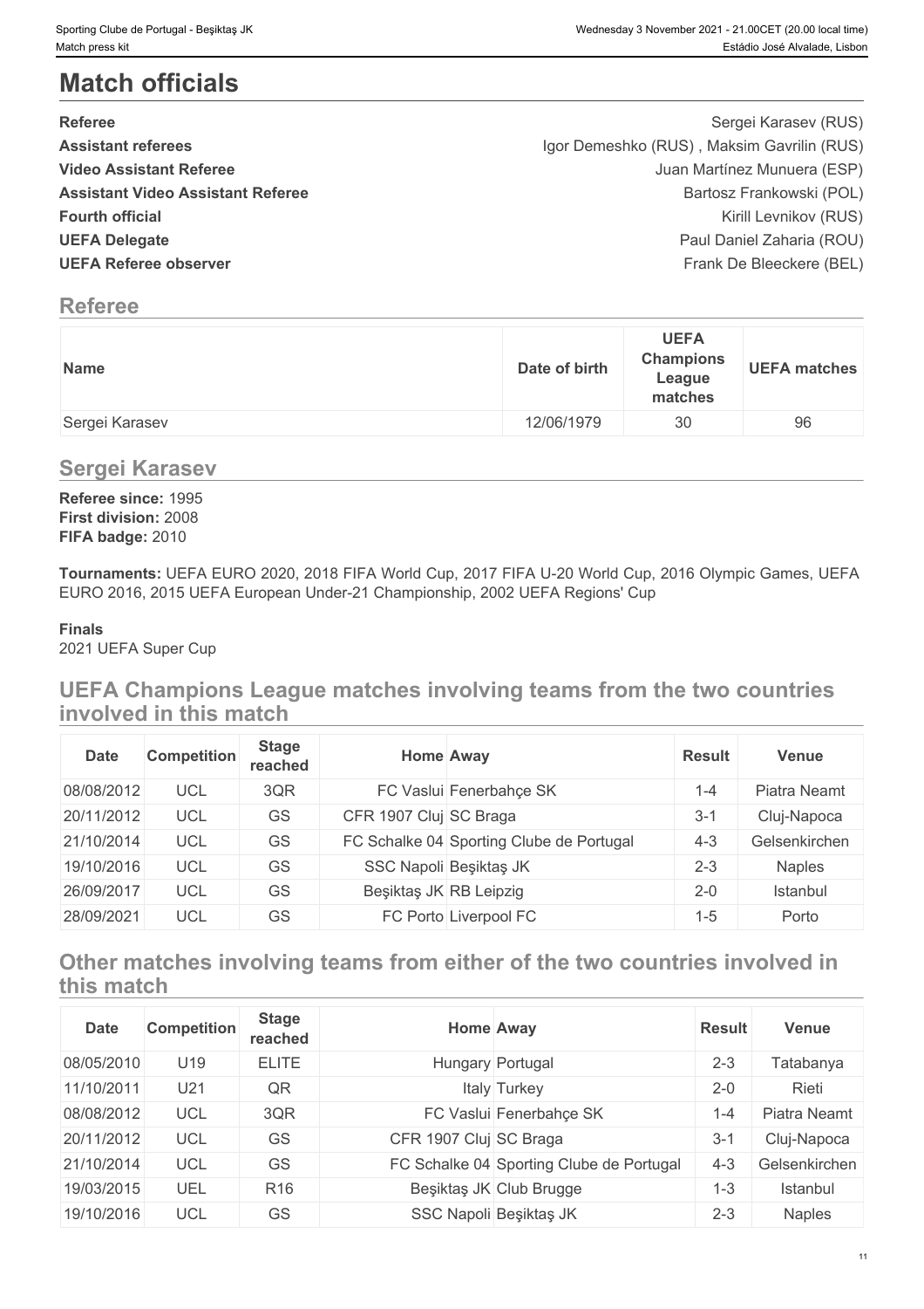# Match officials

| | |
|---|---|
| **Referee** | Sergei Karasev (RUS) |
| **Assistant referees** | Igor Demeshko (RUS) , Maksim Gavrilin (RUS) |
| **Video Assistant Referee** | Juan Martínez Munuera (ESP) |
| **Assistant Video Assistant Referee** | Bartosz Frankowski (POL) |
| **Fourth official** | Kirill Levnikov (RUS) |
| **UEFA Delegate** | Paul Daniel Zaharia (ROU) |
| **UEFA Referee observer** | Frank De Bleeckere (BEL) |

## Referee

| Name | Date of birth | UEFA Champions League matches | UEFA matches |
|---|---|---|---|
| Sergei Karasev | 12/06/1979 | 30 | 96 |

## Sergei Karasev

**Referee since:** 1995
**First division:** 2008
**FIFA badge:** 2010

**Tournaments:** UEFA EURO 2020, 2018 FIFA World Cup, 2017 FIFA U-20 World Cup, 2016 Olympic Games, UEFA EURO 2016, 2015 UEFA European Under-21 Championship, 2002 UEFA Regions' Cup

**Finals**
2021 UEFA Super Cup

## UEFA Champions League matches involving teams from the two countries involved in this match

| Date | Competition | Stage reached | Home | Away | Result | Venue |
|---|---|---|---|---|---|---|
| 08/08/2012 | UCL | 3QR | FC Vaslui | Fenerbahçe SK | 1-4 | Piatra Neamt |
| 20/11/2012 | UCL | GS | CFR 1907 Cluj | SC Braga | 3-1 | Cluj-Napoca |
| 21/10/2014 | UCL | GS | FC Schalke 04 | Sporting Clube de Portugal | 4-3 | Gelsenkirchen |
| 19/10/2016 | UCL | GS | SSC Napoli | Beşiktaş JK | 2-3 | Naples |
| 26/09/2017 | UCL | GS | Beşiktaş JK | RB Leipzig | 2-0 | Istanbul |
| 28/09/2021 | UCL | GS | FC Porto | Liverpool FC | 1-5 | Porto |

## Other matches involving teams from either of the two countries involved in this match

| Date | Competition | Stage reached | Home | Away | Result | Venue |
|---|---|---|---|---|---|---|
| 08/05/2010 | U19 | ELITE | Hungary | Portugal | 2-3 | Tatabanya |
| 11/10/2011 | U21 | QR | Italy | Turkey | 2-0 | Rieti |
| 08/08/2012 | UCL | 3QR | FC Vaslui | Fenerbahçe SK | 1-4 | Piatra Neamt |
| 20/11/2012 | UCL | GS | CFR 1907 Cluj | SC Braga | 3-1 | Cluj-Napoca |
| 21/10/2014 | UCL | GS | FC Schalke 04 | Sporting Clube de Portugal | 4-3 | Gelsenkirchen |
| 19/03/2015 | UEL | R16 | Beşiktaş JK | Club Brugge | 1-3 | Istanbul |
| 19/10/2016 | UCL | GS | SSC Napoli | Beşiktaş JK | 2-3 | Naples |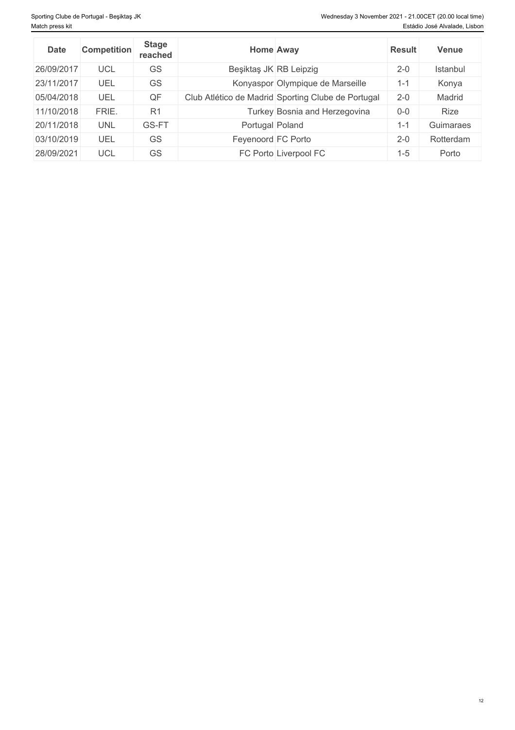| Date | Competition | Stage reached | Home | Away | Result | Venue |
|---|---|---|---|---|---|---|
| 26/09/2017 | UCL | GS | Beşiktaş JK | RB Leipzig | 2-0 | Istanbul |
| 23/11/2017 | UEL | GS | Konyaspor | Olympique de Marseille | 1-1 | Konya |
| 05/04/2018 | UEL | QF | Club Atlético de Madrid | Sporting Clube de Portugal | 2-0 | Madrid |
| 11/10/2018 | FRIE. | R1 | Turkey | Bosnia and Herzegovina | 0-0 | Rize |
| 20/11/2018 | UNL | GS-FT | Portugal | Poland | 1-1 | Guimaraes |
| 03/10/2019 | UEL | GS | Feyenoord | FC Porto | 2-0 | Rotterdam |
| 28/09/2021 | UCL | GS | FC Porto | Liverpool FC | 1-5 | Porto |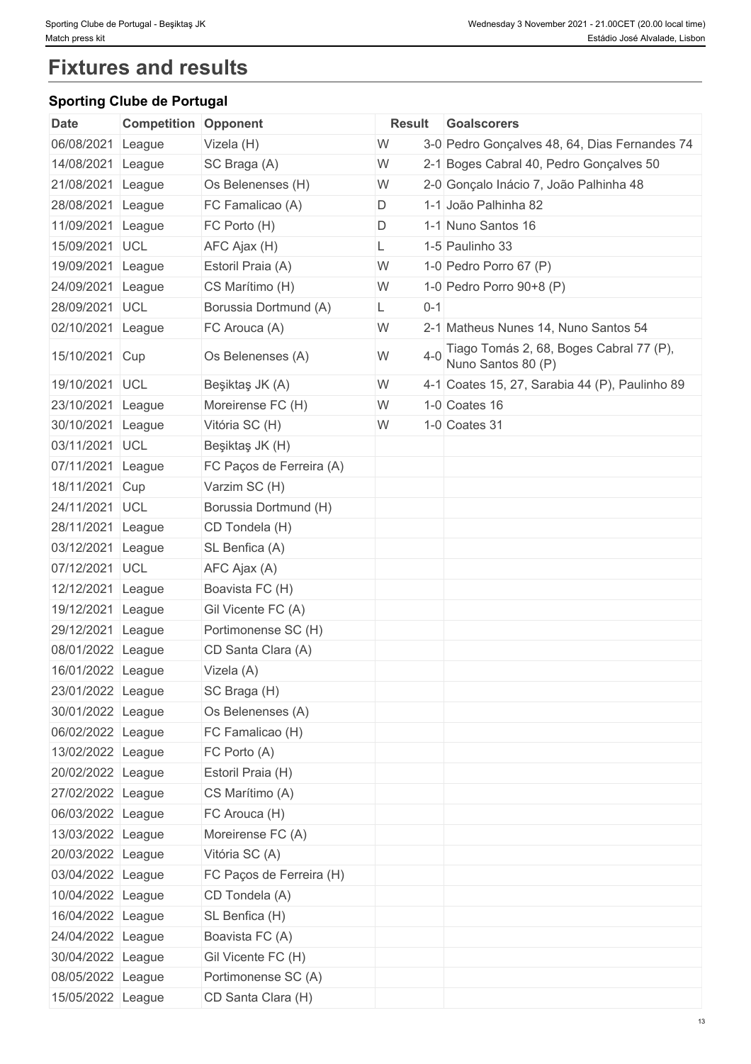# Fixtures and results

## Sporting Clube de Portugal

| Date | Competition | Opponent | Result | | Goalscorers |
|---|---|---|---|---|---|
| 06/08/2021 | League | Vizela (H) | W | 3-0 | Pedro Gonçalves 48, 64, Dias Fernandes 74 |
| 14/08/2021 | League | SC Braga (A) | W | 2-1 | Boges Cabral 40, Pedro Gonçalves 50 |
| 21/08/2021 | League | Os Belenenses (H) | W | 2-0 | Gonçalo Inácio 7, João Palhinha 48 |
| 28/08/2021 | League | FC Famalicao (A) | D | 1-1 | João Palhinha 82 |
| 11/09/2021 | League | FC Porto (H) | D | 1-1 | Nuno Santos 16 |
| 15/09/2021 | UCL | AFC Ajax (H) | L | 1-5 | Paulinho 33 |
| 19/09/2021 | League | Estoril Praia (A) | W | 1-0 | Pedro Porro 67 (P) |
| 24/09/2021 | League | CS Marítimo (H) | W | 1-0 | Pedro Porro 90+8 (P) |
| 28/09/2021 | UCL | Borussia Dortmund (A) | L | 0-1 | |
| 02/10/2021 | League | FC Arouca (A) | W | 2-1 | Matheus Nunes 14, Nuno Santos 54 |
| 15/10/2021 | Cup | Os Belenenses (A) | W | 4-0 | Tiago Tomás 2, 68, Boges Cabral 77 (P), Nuno Santos 80 (P) |
| 19/10/2021 | UCL | Beşiktaş JK (A) | W | 4-1 | Coates 15, 27, Sarabia 44 (P), Paulinho 89 |
| 23/10/2021 | League | Moreirense FC (H) | W | 1-0 | Coates 16 |
| 30/10/2021 | League | Vitória SC (H) | W | 1-0 | Coates 31 |
| 03/11/2021 | UCL | Beşiktaş JK (H) | | | |
| 07/11/2021 | League | FC Paços de Ferreira (A) | | | |
| 18/11/2021 | Cup | Varzim SC (H) | | | |
| 24/11/2021 | UCL | Borussia Dortmund (H) | | | |
| 28/11/2021 | League | CD Tondela (H) | | | |
| 03/12/2021 | League | SL Benfica (A) | | | |
| 07/12/2021 | UCL | AFC Ajax (A) | | | |
| 12/12/2021 | League | Boavista FC (H) | | | |
| 19/12/2021 | League | Gil Vicente FC (A) | | | |
| 29/12/2021 | League | Portimonense SC (H) | | | |
| 08/01/2022 | League | CD Santa Clara (A) | | | |
| 16/01/2022 | League | Vizela (A) | | | |
| 23/01/2022 | League | SC Braga (H) | | | |
| 30/01/2022 | League | Os Belenenses (A) | | | |
| 06/02/2022 | League | FC Famalicao (H) | | | |
| 13/02/2022 | League | FC Porto (A) | | | |
| 20/02/2022 | League | Estoril Praia (H) | | | |
| 27/02/2022 | League | CS Marítimo (A) | | | |
| 06/03/2022 | League | FC Arouca (H) | | | |
| 13/03/2022 | League | Moreirense FC (A) | | | |
| 20/03/2022 | League | Vitória SC (A) | | | |
| 03/04/2022 | League | FC Paços de Ferreira (H) | | | |
| 10/04/2022 | League | CD Tondela (A) | | | |
| 16/04/2022 | League | SL Benfica (H) | | | |
| 24/04/2022 | League | Boavista FC (A) | | | |
| 30/04/2022 | League | Gil Vicente FC (H) | | | |
| 08/05/2022 | League | Portimonense SC (A) | | | |
| 15/05/2022 | League | CD Santa Clara (H) | | | |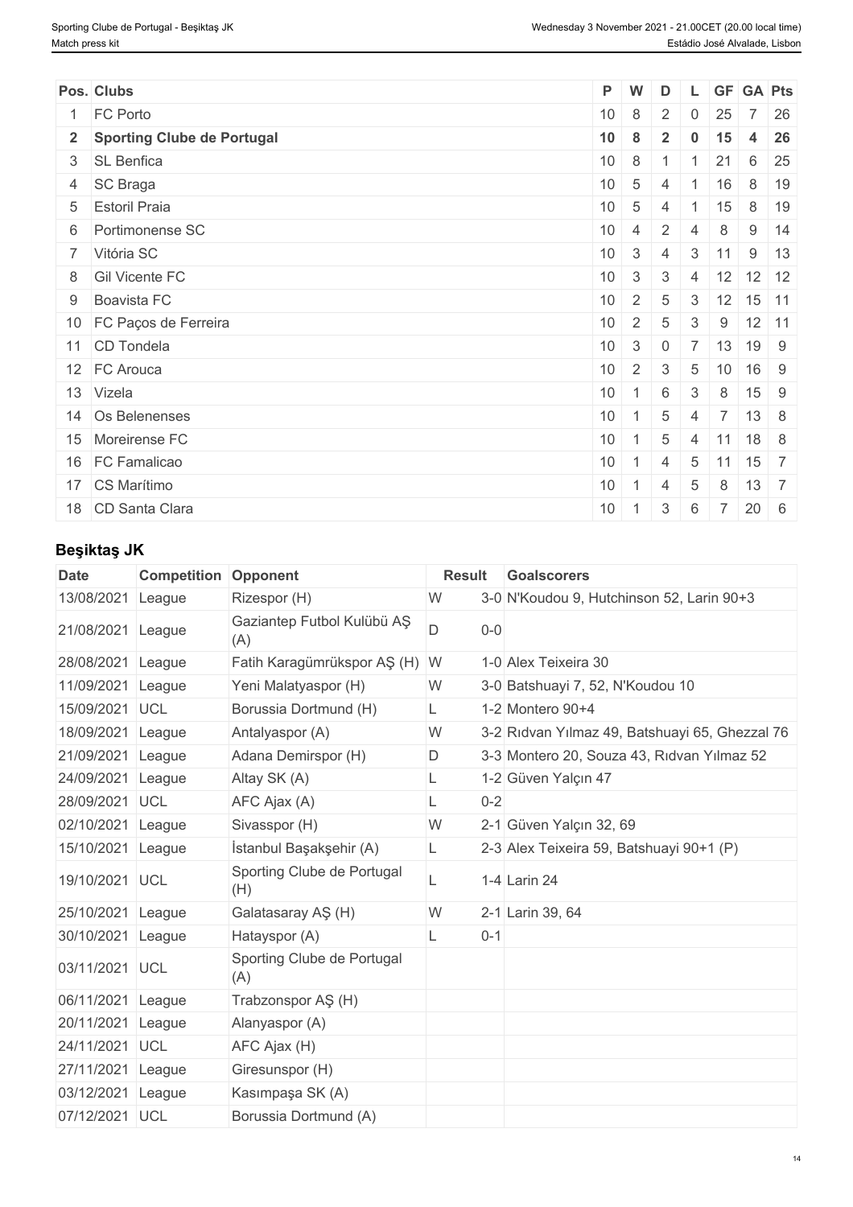| Pos. | Clubs | P | W | D | L | GF | GA | Pts |
|---|---|---|---|---|---|---|---|---|
| 1 | FC Porto | 10 | 8 | 2 | 0 | 25 | 7 | 26 |
| **2** | **Sporting Clube de Portugal** | **10** | **8** | **2** | **0** | **15** | **4** | **26** |
| 3 | SL Benfica | 10 | 8 | 1 | 1 | 21 | 6 | 25 |
| 4 | SC Braga | 10 | 5 | 4 | 1 | 16 | 8 | 19 |
| 5 | Estoril Praia | 10 | 5 | 4 | 1 | 15 | 8 | 19 |
| 6 | Portimonense SC | 10 | 4 | 2 | 4 | 8 | 9 | 14 |
| 7 | Vitória SC | 10 | 3 | 4 | 3 | 11 | 9 | 13 |
| 8 | Gil Vicente FC | 10 | 3 | 3 | 4 | 12 | 12 | 12 |
| 9 | Boavista FC | 10 | 2 | 5 | 3 | 12 | 15 | 11 |
| 10 | FC Paços de Ferreira | 10 | 2 | 5 | 3 | 9 | 12 | 11 |
| 11 | CD Tondela | 10 | 3 | 0 | 7 | 13 | 19 | 9 |
| 12 | FC Arouca | 10 | 2 | 3 | 5 | 10 | 16 | 9 |
| 13 | Vizela | 10 | 1 | 6 | 3 | 8 | 15 | 9 |
| 14 | Os Belenenses | 10 | 1 | 5 | 4 | 7 | 13 | 8 |
| 15 | Moreirense FC | 10 | 1 | 5 | 4 | 11 | 18 | 8 |
| 16 | FC Famalicao | 10 | 1 | 4 | 5 | 11 | 15 | 7 |
| 17 | CS Marítimo | 10 | 1 | 4 | 5 | 8 | 13 | 7 |
| 18 | CD Santa Clara | 10 | 1 | 3 | 6 | 7 | 20 | 6 |

## Beşiktaş JK

| Date | Competition | Opponent | Result | | Goalscorers |
|---|---|---|---|---|---|
| 13/08/2021 | League | Rizespor (H) | W | 3-0 | N'Koudou 9, Hutchinson 52, Larin 90+3 |
| 21/08/2021 | League | Gaziantep Futbol Kulübü AŞ (A) | D | 0-0 | |
| 28/08/2021 | League | Fatih Karagümrükspor AŞ (H) | W | 1-0 | Alex Teixeira 30 |
| 11/09/2021 | League | Yeni Malatyaspor (H) | W | 3-0 | Batshuayi 7, 52, N'Koudou 10 |
| 15/09/2021 | UCL | Borussia Dortmund (H) | L | 1-2 | Montero 90+4 |
| 18/09/2021 | League | Antalyaspor (A) | W | 3-2 | Rıdvan Yılmaz 49, Batshuayi 65, Ghezzal 76 |
| 21/09/2021 | League | Adana Demirspor (H) | D | 3-3 | Montero 20, Souza 43, Rıdvan Yılmaz 52 |
| 24/09/2021 | League | Altay SK (A) | L | 1-2 | Güven Yalçın 47 |
| 28/09/2021 | UCL | AFC Ajax (A) | L | 0-2 | |
| 02/10/2021 | League | Sivasspor (H) | W | 2-1 | Güven Yalçın 32, 69 |
| 15/10/2021 | League | İstanbul Başakşehir (A) | L | 2-3 | Alex Teixeira 59, Batshuayi 90+1 (P) |
| 19/10/2021 | UCL | Sporting Clube de Portugal (H) | L | 1-4 | Larin 24 |
| 25/10/2021 | League | Galatasaray AŞ (H) | W | 2-1 | Larin 39, 64 |
| 30/10/2021 | League | Hatayspor (A) | L | 0-1 | |
| 03/11/2021 | UCL | Sporting Clube de Portugal (A) | | | |
| 06/11/2021 | League | Trabzonspor AŞ (H) | | | |
| 20/11/2021 | League | Alanyaspor (A) | | | |
| 24/11/2021 | UCL | AFC Ajax (H) | | | |
| 27/11/2021 | League | Giresunspor (H) | | | |
| 03/12/2021 | League | Kasımpaşa SK (A) | | | |
| 07/12/2021 | UCL | Borussia Dortmund (A) | | | |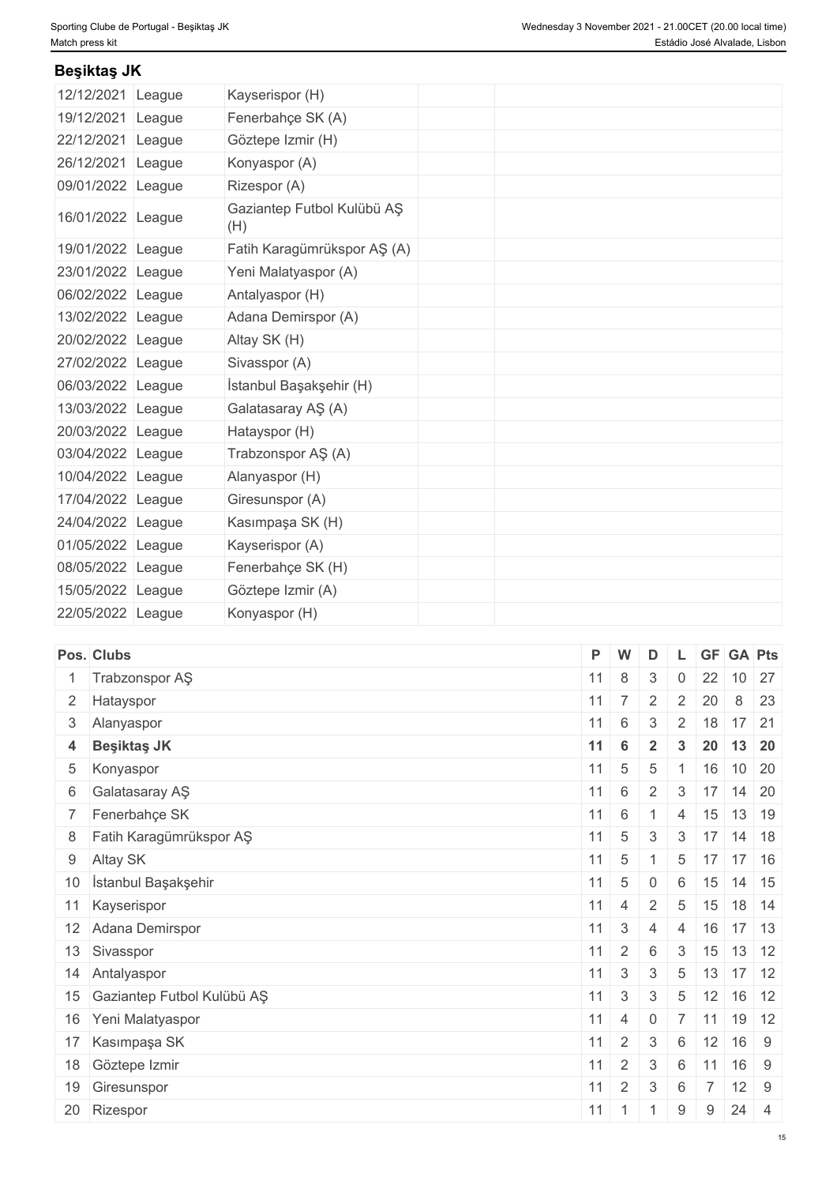## Beşiktaş JK

| | | | | |
|---|---|---|---|---|
| 12/12/2021 | League | Kayserispor (H) | | |
| 19/12/2021 | League | Fenerbahçe SK (A) | | |
| 22/12/2021 | League | Göztepe Izmir (H) | | |
| 26/12/2021 | League | Konyaspor (A) | | |
| 09/01/2022 | League | Rizespor (A) | | |
| 16/01/2022 | League | Gaziantep Futbol Kulübü AŞ (H) | | |
| 19/01/2022 | League | Fatih Karagümrükspor AŞ (A) | | |
| 23/01/2022 | League | Yeni Malatyaspor (A) | | |
| 06/02/2022 | League | Antalyaspor (H) | | |
| 13/02/2022 | League | Adana Demirspor (A) | | |
| 20/02/2022 | League | Altay SK (H) | | |
| 27/02/2022 | League | Sivasspor (A) | | |
| 06/03/2022 | League | İstanbul Başakşehir (H) | | |
| 13/03/2022 | League | Galatasaray AŞ (A) | | |
| 20/03/2022 | League | Hatayspor (H) | | |
| 03/04/2022 | League | Trabzonspor AŞ (A) | | |
| 10/04/2022 | League | Alanyaspor (H) | | |
| 17/04/2022 | League | Giresunspor (A) | | |
| 24/04/2022 | League | Kasımpaşa SK (H) | | |
| 01/05/2022 | League | Kayserispor (A) | | |
| 08/05/2022 | League | Fenerbahçe SK (H) | | |
| 15/05/2022 | League | Göztepe Izmir (A) | | |
| 22/05/2022 | League | Konyaspor (H) | | |

| Pos. | Clubs | P | W | D | L | GF | GA | Pts |
|---|---|---|---|---|---|---|---|---|
| 1 | Trabzonspor AŞ | 11 | 8 | 3 | 0 | 22 | 10 | 27 |
| 2 | Hatayspor | 11 | 7 | 2 | 2 | 20 | 8 | 23 |
| 3 | Alanyaspor | 11 | 6 | 3 | 2 | 18 | 17 | 21 |
| **4** | **Beşiktaş JK** | **11** | **6** | **2** | **3** | **20** | **13** | **20** |
| 5 | Konyaspor | 11 | 5 | 5 | 1 | 16 | 10 | 20 |
| 6 | Galatasaray AŞ | 11 | 6 | 2 | 3 | 17 | 14 | 20 |
| 7 | Fenerbahçe SK | 11 | 6 | 1 | 4 | 15 | 13 | 19 |
| 8 | Fatih Karagümrükspor AŞ | 11 | 5 | 3 | 3 | 17 | 14 | 18 |
| 9 | Altay SK | 11 | 5 | 1 | 5 | 17 | 17 | 16 |
| 10 | İstanbul Başakşehir | 11 | 5 | 0 | 6 | 15 | 14 | 15 |
| 11 | Kayserispor | 11 | 4 | 2 | 5 | 15 | 18 | 14 |
| 12 | Adana Demirspor | 11 | 3 | 4 | 4 | 16 | 17 | 13 |
| 13 | Sivasspor | 11 | 2 | 6 | 3 | 15 | 13 | 12 |
| 14 | Antalyaspor | 11 | 3 | 3 | 5 | 13 | 17 | 12 |
| 15 | Gaziantep Futbol Kulübü AŞ | 11 | 3 | 3 | 5 | 12 | 16 | 12 |
| 16 | Yeni Malatyaspor | 11 | 4 | 0 | 7 | 11 | 19 | 12 |
| 17 | Kasımpaşa SK | 11 | 2 | 3 | 6 | 12 | 16 | 9 |
| 18 | Göztepe Izmir | 11 | 2 | 3 | 6 | 11 | 16 | 9 |
| 19 | Giresunspor | 11 | 2 | 3 | 6 | 7 | 12 | 9 |
| 20 | Rizespor | 11 | 1 | 1 | 9 | 9 | 24 | 4 |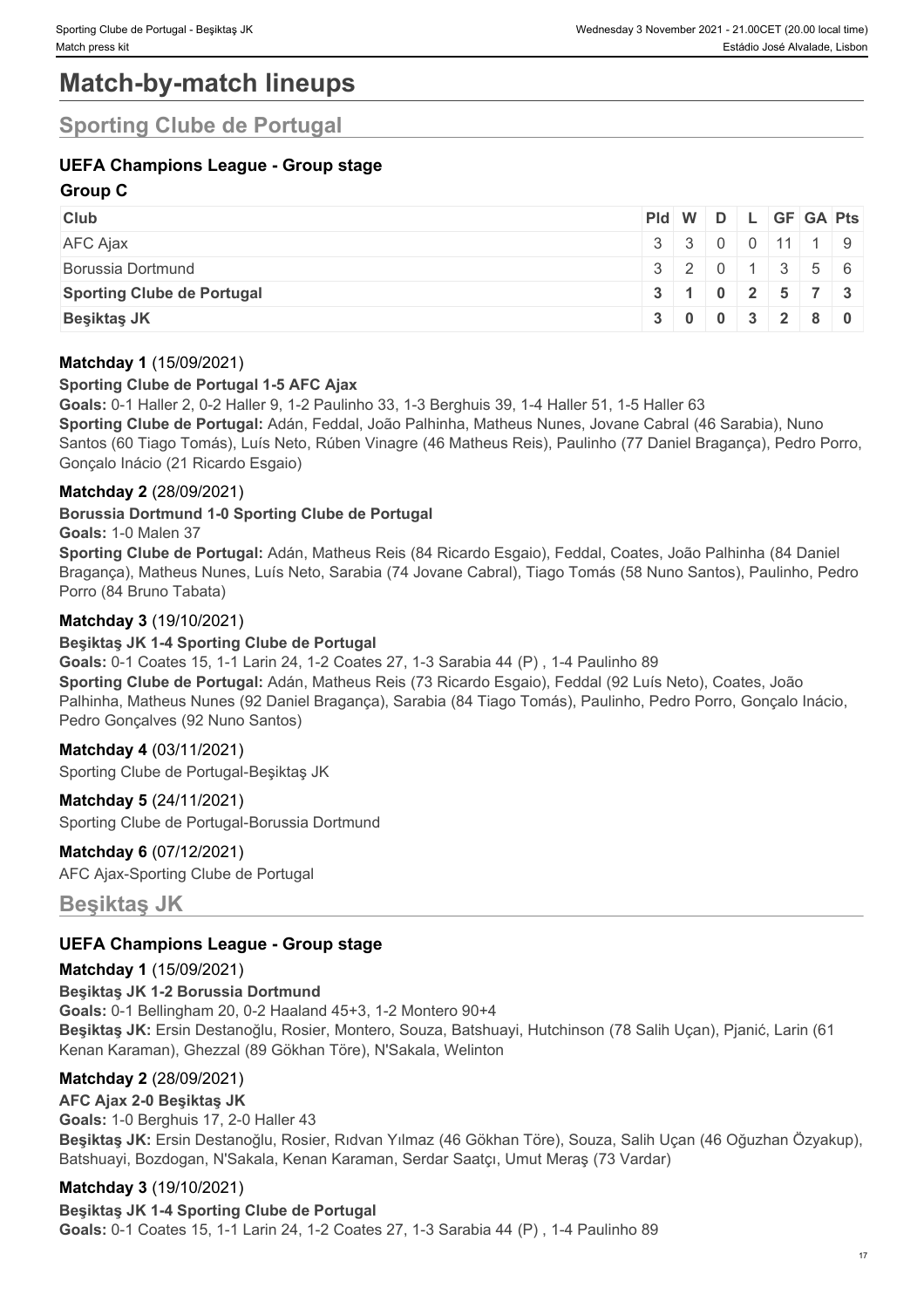# Match-by-match lineups

## Sporting Clube de Portugal

### UEFA Champions League - Group stage

#### Group C

| Club | Pld | W | D | L | GF | GA | Pts |
|---|---|---|---|---|---|---|---|
| AFC Ajax | 3 | 3 | 0 | 0 | 11 | 1 | 9 |
| Borussia Dortmund | 3 | 2 | 0 | 1 | 3 | 5 | 6 |
| **Sporting Clube de Portugal** | **3** | **1** | **0** | **2** | **5** | **7** | **3** |
| **Beşiktaş JK** | **3** | **0** | **0** | **3** | **2** | **8** | **0** |

**Matchday 1** (15/09/2021)

**Sporting Clube de Portugal 1-5 AFC Ajax**

**Goals:** 0-1 Haller 2, 0-2 Haller 9, 1-2 Paulinho 33, 1-3 Berghuis 39, 1-4 Haller 51, 1-5 Haller 63

**Sporting Clube de Portugal:** Adán, Feddal, João Palhinha, Matheus Nunes, Jovane Cabral (46 Sarabia), Nuno Santos (60 Tiago Tomás), Luís Neto, Rúben Vinagre (46 Matheus Reis), Paulinho (77 Daniel Bragança), Pedro Porro, Gonçalo Inácio (21 Ricardo Esgaio)

**Matchday 2** (28/09/2021)

**Borussia Dortmund 1-0 Sporting Clube de Portugal**

**Goals:** 1-0 Malen 37

**Sporting Clube de Portugal:** Adán, Matheus Reis (84 Ricardo Esgaio), Feddal, Coates, João Palhinha (84 Daniel Bragança), Matheus Nunes, Luís Neto, Sarabia (74 Jovane Cabral), Tiago Tomás (58 Nuno Santos), Paulinho, Pedro Porro (84 Bruno Tabata)

**Matchday 3** (19/10/2021)

**Beşiktaş JK 1-4 Sporting Clube de Portugal**

**Goals:** 0-1 Coates 15, 1-1 Larin 24, 1-2 Coates 27, 1-3 Sarabia 44 (P) , 1-4 Paulinho 89

**Sporting Clube de Portugal:** Adán, Matheus Reis (73 Ricardo Esgaio), Feddal (92 Luís Neto), Coates, João Palhinha, Matheus Nunes (92 Daniel Bragança), Sarabia (84 Tiago Tomás), Paulinho, Pedro Porro, Gonçalo Inácio, Pedro Gonçalves (92 Nuno Santos)

**Matchday 4** (03/11/2021)

Sporting Clube de Portugal-Beşiktaş JK

**Matchday 5** (24/11/2021)

Sporting Clube de Portugal-Borussia Dortmund

**Matchday 6** (07/12/2021)

AFC Ajax-Sporting Clube de Portugal

## Beşiktaş JK

### UEFA Champions League - Group stage

**Matchday 1** (15/09/2021)

**Beşiktaş JK 1-2 Borussia Dortmund**

**Goals:** 0-1 Bellingham 20, 0-2 Haaland 45+3, 1-2 Montero 90+4

**Beşiktaş JK:** Ersin Destanoğlu, Rosier, Montero, Souza, Batshuayi, Hutchinson (78 Salih Uçan), Pjanić, Larin (61 Kenan Karaman), Ghezzal (89 Gökhan Töre), N'Sakala, Welinton

**Matchday 2** (28/09/2021)

**AFC Ajax 2-0 Beşiktaş JK**

**Goals:** 1-0 Berghuis 17, 2-0 Haller 43

**Beşiktaş JK:** Ersin Destanoğlu, Rosier, Rıdvan Yılmaz (46 Gökhan Töre), Souza, Salih Uçan (46 Oğuzhan Özyakup), Batshuayi, Bozdogan, N'Sakala, Kenan Karaman, Serdar Saatçı, Umut Meraş (73 Vardar)

**Matchday 3** (19/10/2021)

**Beşiktaş JK 1-4 Sporting Clube de Portugal**

**Goals:** 0-1 Coates 15, 1-1 Larin 24, 1-2 Coates 27, 1-3 Sarabia 44 (P) , 1-4 Paulinho 89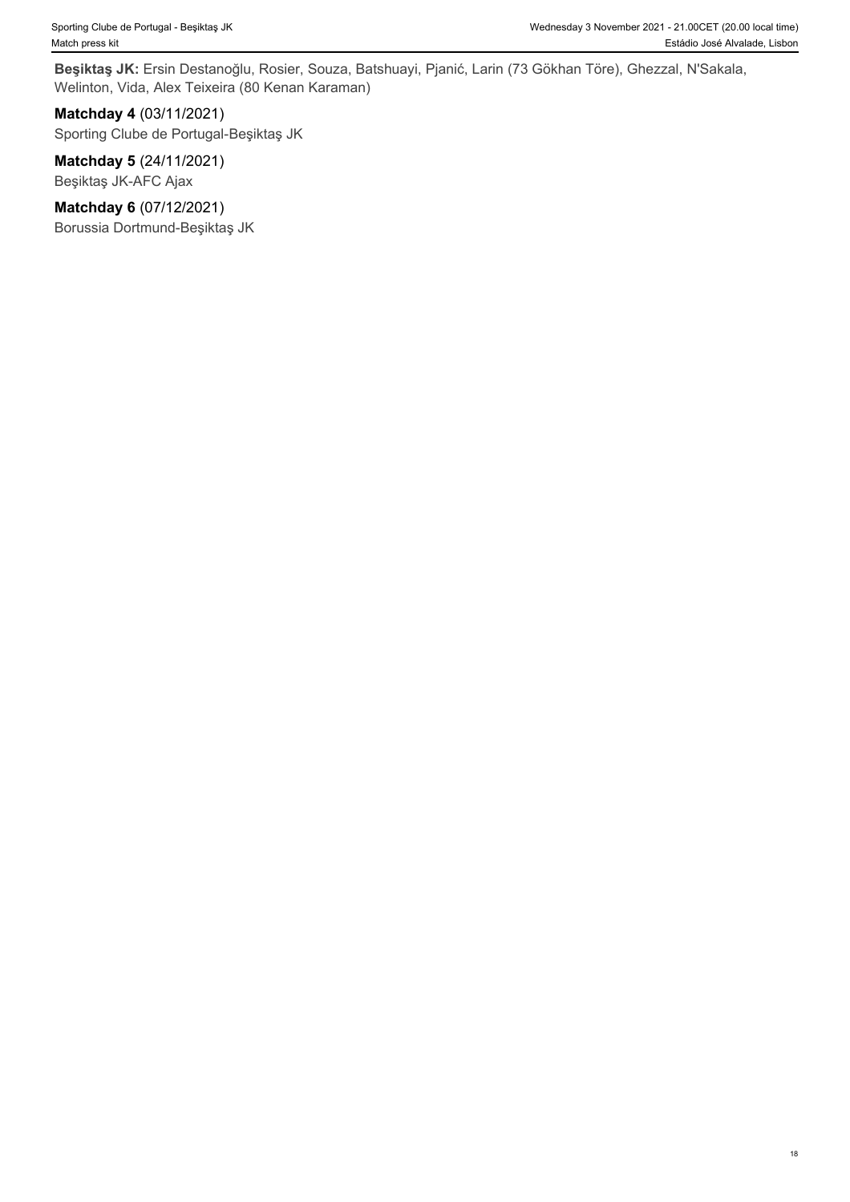**Beşiktaş JK:** Ersin Destanoğlu, Rosier, Souza, Batshuayi, Pjanić, Larin (73 Gökhan Töre), Ghezzal, N'Sakala, Welinton, Vida, Alex Teixeira (80 Kenan Karaman)

**Matchday 4** (03/11/2021)
Sporting Clube de Portugal-Beşiktaş JK

**Matchday 5** (24/11/2021)
Beşiktaş JK-AFC Ajax

**Matchday 6** (07/12/2021)
Borussia Dortmund-Beşiktaş JK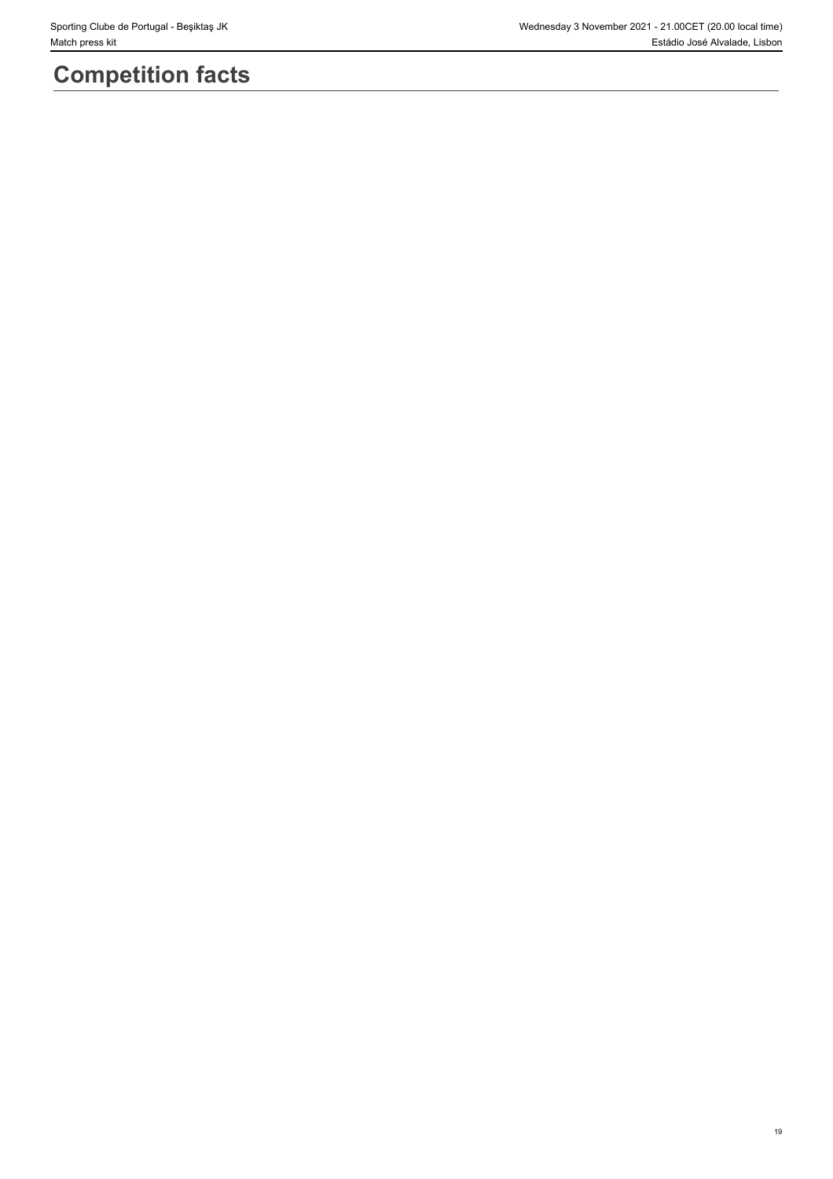# Competition facts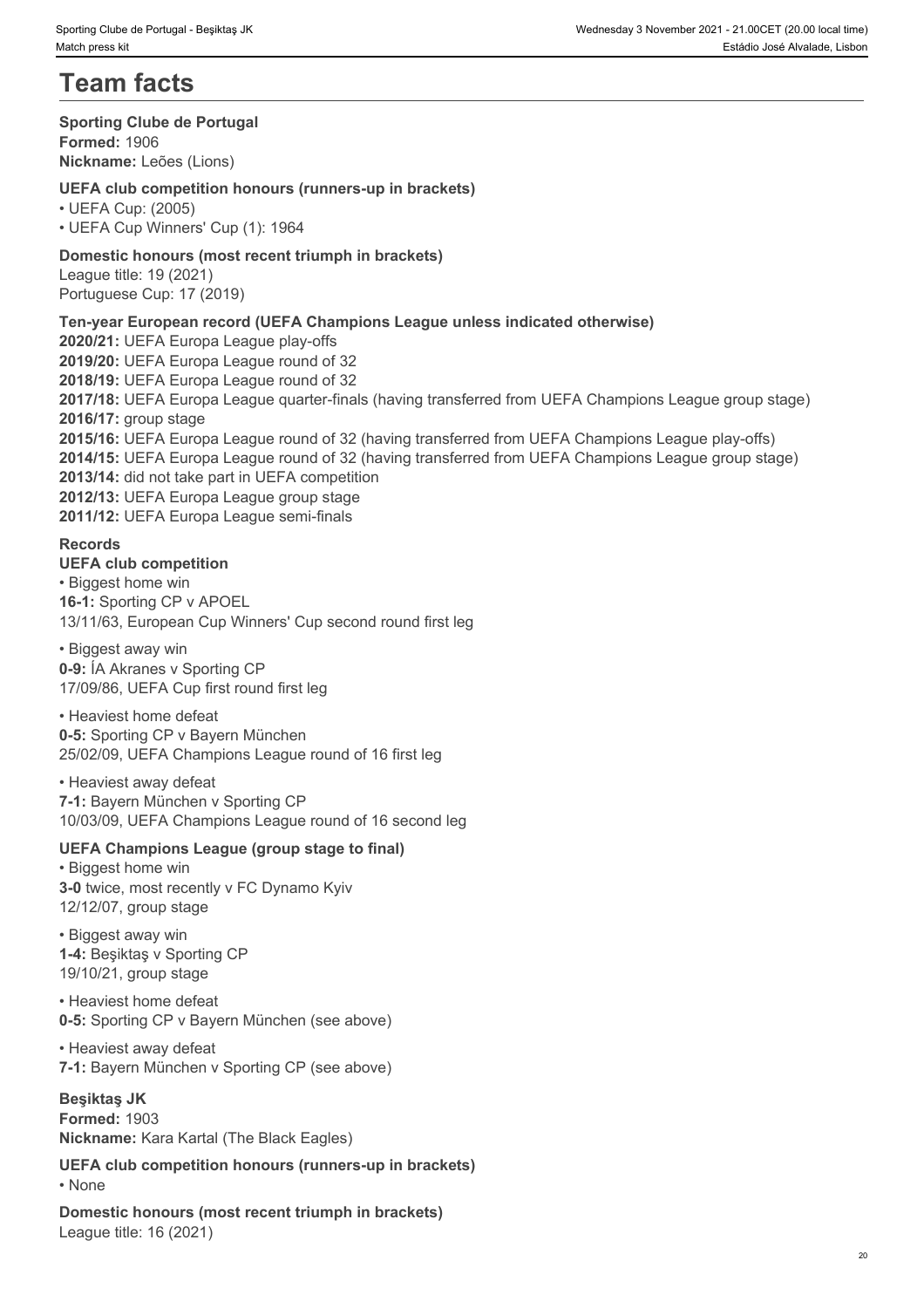# Team facts

**Sporting Clube de Portugal**
**Formed:** 1906
**Nickname:** Leões (Lions)

**UEFA club competition honours (runners-up in brackets)**

- UEFA Cup: (2005)
- UEFA Cup Winners' Cup (1): 1964

**Domestic honours (most recent triumph in brackets)**
League title: 19 (2021)
Portuguese Cup: 17 (2019)

**Ten-year European record (UEFA Champions League unless indicated otherwise)**
**2020/21:** UEFA Europa League play-offs
**2019/20:** UEFA Europa League round of 32
**2018/19:** UEFA Europa League round of 32
**2017/18:** UEFA Europa League quarter-finals (having transferred from UEFA Champions League group stage)
**2016/17:** group stage
**2015/16:** UEFA Europa League round of 32 (having transferred from UEFA Champions League play-offs)
**2014/15:** UEFA Europa League round of 32 (having transferred from UEFA Champions League group stage)
**2013/14:** did not take part in UEFA competition
**2012/13:** UEFA Europa League group stage
**2011/12:** UEFA Europa League semi-finals

**Records**
**UEFA club competition**

- Biggest home win
**16-1:** Sporting CP v APOEL
13/11/63, European Cup Winners' Cup second round first leg

- Biggest away win
**0-9:** ÍA Akranes v Sporting CP
17/09/86, UEFA Cup first round first leg

- Heaviest home defeat
**0-5:** Sporting CP v Bayern München
25/02/09, UEFA Champions League round of 16 first leg

- Heaviest away defeat
**7-1:** Bayern München v Sporting CP
10/03/09, UEFA Champions League round of 16 second leg

**UEFA Champions League (group stage to final)**

- Biggest home win
**3-0** twice, most recently v FC Dynamo Kyiv
12/12/07, group stage

- Biggest away win
**1-4:** Beşiktaş v Sporting CP
19/10/21, group stage

- Heaviest home defeat
**0-5:** Sporting CP v Bayern München (see above)

- Heaviest away defeat
**7-1:** Bayern München v Sporting CP (see above)

**Beşiktaş JK**
**Formed:** 1903
**Nickname:** Kara Kartal (The Black Eagles)

**UEFA club competition honours (runners-up in brackets)**

- None

**Domestic honours (most recent triumph in brackets)**
League title: 16 (2021)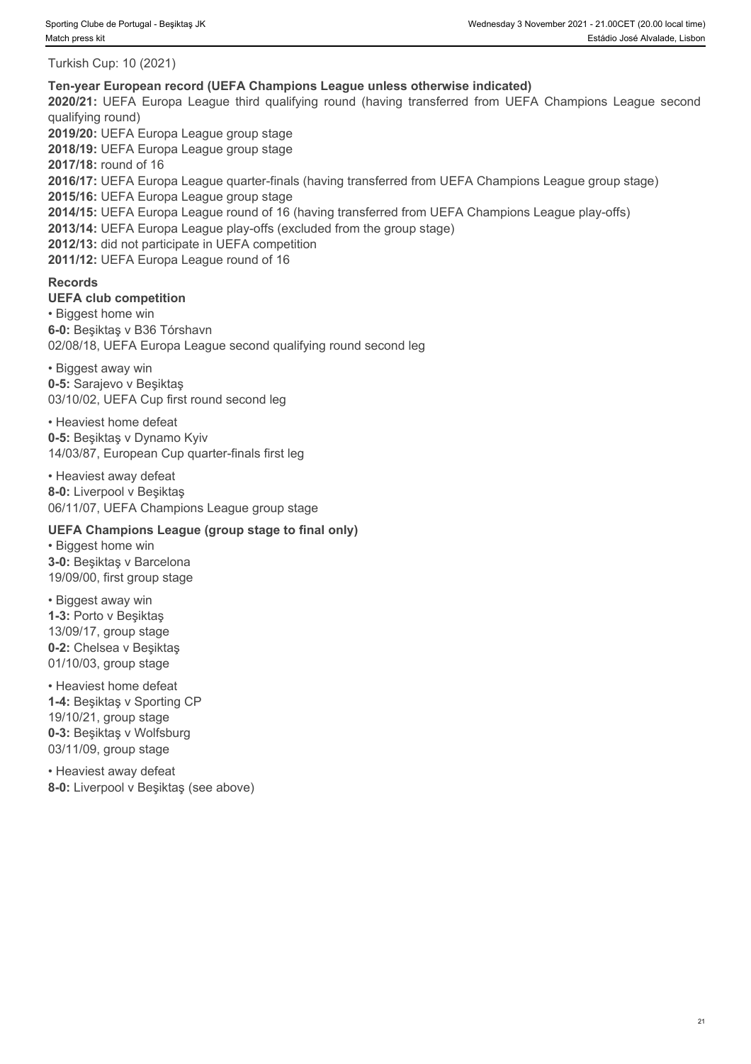Turkish Cup: 10 (2021)

**Ten-year European record (UEFA Champions League unless otherwise indicated)**

**2020/21:** UEFA Europa League third qualifying round (having transferred from UEFA Champions League second qualifying round)
**2019/20:** UEFA Europa League group stage
**2018/19:** UEFA Europa League group stage
**2017/18:** round of 16
**2016/17:** UEFA Europa League quarter-finals (having transferred from UEFA Champions League group stage)
**2015/16:** UEFA Europa League group stage
**2014/15:** UEFA Europa League round of 16 (having transferred from UEFA Champions League play-offs)
**2013/14:** UEFA Europa League play-offs (excluded from the group stage)
**2012/13:** did not participate in UEFA competition
**2011/12:** UEFA Europa League round of 16

**Records**

**UEFA club competition**

• Biggest home win
**6-0:** Beşiktaş v B36 Tórshavn
02/08/18, UEFA Europa League second qualifying round second leg

• Biggest away win
**0-5:** Sarajevo v Beşiktaş
03/10/02, UEFA Cup first round second leg

• Heaviest home defeat
**0-5:** Beşiktaş v Dynamo Kyiv
14/03/87, European Cup quarter-finals first leg

• Heaviest away defeat
**8-0:** Liverpool v Beşiktaş
06/11/07, UEFA Champions League group stage

**UEFA Champions League (group stage to final only)**

• Biggest home win
**3-0:** Beşiktaş v Barcelona
19/09/00, first group stage

• Biggest away win
**1-3:** Porto v Beşiktaş
13/09/17, group stage
**0-2:** Chelsea v Beşiktaş
01/10/03, group stage

• Heaviest home defeat
**1-4:** Beşiktaş v Sporting CP
19/10/21, group stage
**0-3:** Beşiktaş v Wolfsburg
03/11/09, group stage

• Heaviest away defeat
**8-0:** Liverpool v Beşiktaş (see above)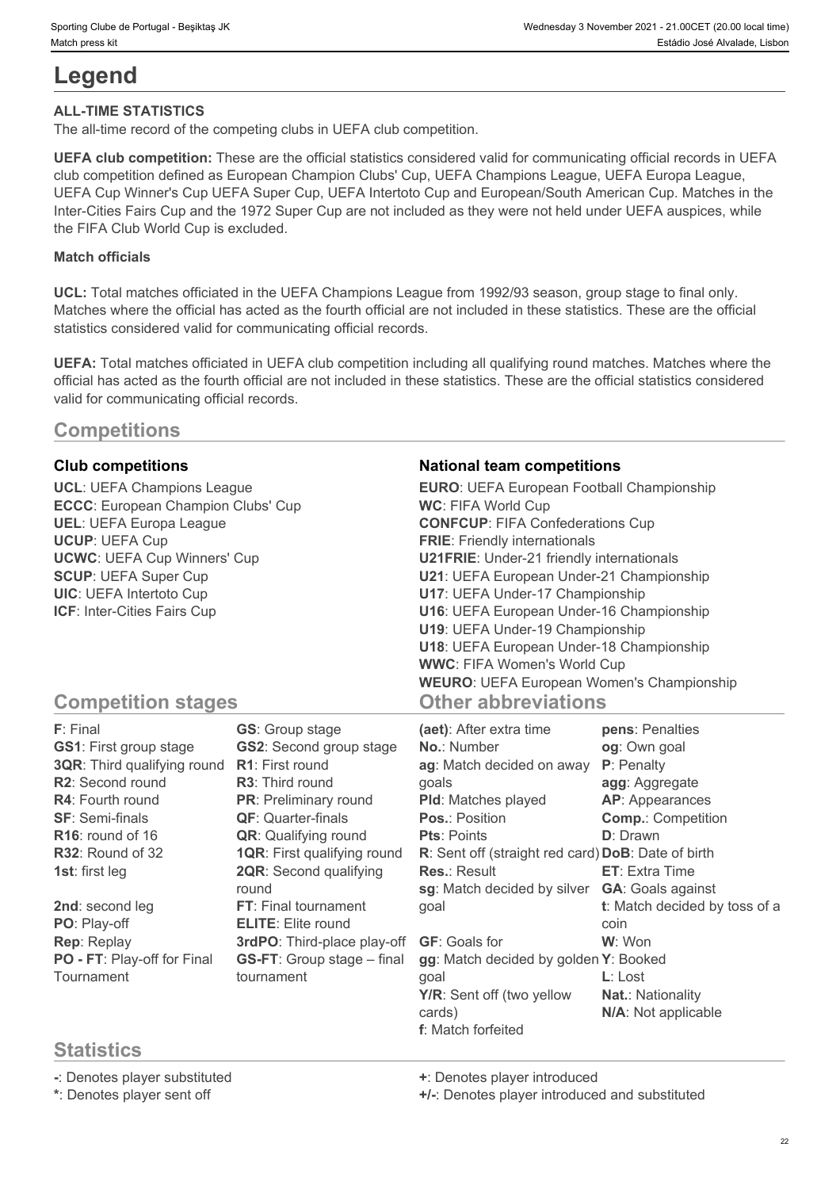# Legend

**ALL-TIME STATISTICS**

The all-time record of the competing clubs in UEFA club competition.

**UEFA club competition:** These are the official statistics considered valid for communicating official records in UEFA club competition defined as European Champion Clubs' Cup, UEFA Champions League, UEFA Europa League, UEFA Cup Winner's Cup UEFA Super Cup, UEFA Intertoto Cup and European/South American Cup. Matches in the Inter-Cities Fairs Cup and the 1972 Super Cup are not included as they were not held under UEFA auspices, while the FIFA Club World Cup is excluded.

**Match officials**

**UCL:** Total matches officiated in the UEFA Champions League from 1992/93 season, group stage to final only. Matches where the official has acted as the fourth official are not included in these statistics. These are the official statistics considered valid for communicating official records.

**UEFA:** Total matches officiated in UEFA club competition including all qualifying round matches. Matches where the official has acted as the fourth official are not included in these statistics. These are the official statistics considered valid for communicating official records.

## Competitions

### Club competitions

**UCL**: UEFA Champions League
**ECCC**: European Champion Clubs' Cup
**UEL**: UEFA Europa League
**UCUP**: UEFA Cup
**UCWC**: UEFA Cup Winners' Cup
**SCUP**: UEFA Super Cup
**UIC**: UEFA Intertoto Cup
**ICF**: Inter-Cities Fairs Cup

### National team competitions

**EURO**: UEFA European Football Championship
**WC**: FIFA World Cup
**CONFCUP**: FIFA Confederations Cup
**FRIE**: Friendly internationals
**U21FRIE**: Under-21 friendly internationals
**U21**: UEFA European Under-21 Championship
**U17**: UEFA Under-17 Championship
**U16**: UEFA European Under-16 Championship
**U19**: UEFA Under-19 Championship
**U18**: UEFA European Under-18 Championship
**WWC**: FIFA Women's World Cup
**WEURO**: UEFA European Women's Championship

## Competition stages

**F**: Final
**GS1**: First group stage
**3QR**: Third qualifying round
**R2**: Second round
**R4**: Fourth round
**SF**: Semi-finals
**R16**: round of 16
**R32**: Round of 32
**1st**: first leg
**2nd**: second leg
**PO**: Play-off
**Rep**: Replay
**PO - FT**: Play-off for Final Tournament
**GS**: Group stage
**GS2**: Second group stage
**R1**: First round
**R3**: Third round
**PR**: Preliminary round
**QF**: Quarter-finals
**QR**: Qualifying round
**1QR**: First qualifying round
**2QR**: Second qualifying round
**FT**: Final tournament
**ELITE**: Elite round
**3rdPO**: Third-place play-off
**GS-FT**: Group stage – final tournament

## Other abbreviations

**(aet)**: After extra time
**No.**: Number
**ag**: Match decided on away goals
**Pld**: Matches played
**Pos.**: Position
**Pts**: Points
**R**: Sent off (straight red card)
**Res.**: Result
**sg**: Match decided by silver goal
**GF**: Goals for
**gg**: Match decided by golden goal
**Y/R**: Sent off (two yellow cards)
**f**: Match forfeited
**pens**: Penalties
**og**: Own goal
**P**: Penalty
**agg**: Aggregate
**AP**: Appearances
**Comp.**: Competition
**D**: Drawn
**DoB**: Date of birth
**ET**: Extra Time
**GA**: Goals against
**t**: Match decided by toss of a coin
**W**: Won
**Y**: Booked
**L**: Lost
**Nat.**: Nationality
**N/A**: Not applicable

## Statistics

**-**: Denotes player substituted
**\***: Denotes player sent off
**+**: Denotes player introduced
**+/-**: Denotes player introduced and substituted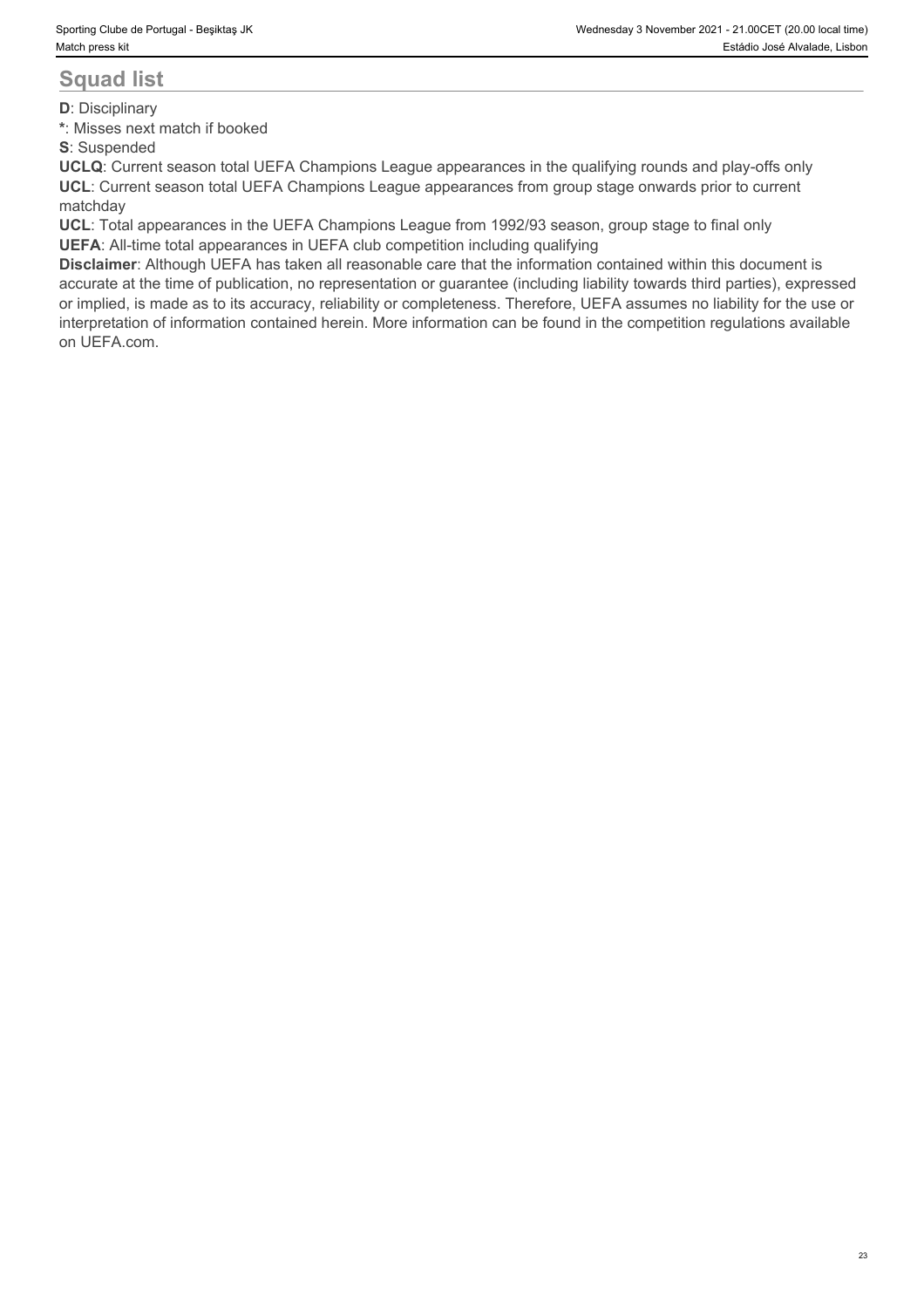## Squad list

**D**: Disciplinary

*: Misses next match if booked

**S**: Suspended

**UCLQ**: Current season total UEFA Champions League appearances in the qualifying rounds and play-offs only

**UCL**: Current season total UEFA Champions League appearances from group stage onwards prior to current matchday

**UCL**: Total appearances in the UEFA Champions League from 1992/93 season, group stage to final only

**UEFA**: All-time total appearances in UEFA club competition including qualifying

**Disclaimer**: Although UEFA has taken all reasonable care that the information contained within this document is accurate at the time of publication, no representation or guarantee (including liability towards third parties), expressed or implied, is made as to its accuracy, reliability or completeness. Therefore, UEFA assumes no liability for the use or interpretation of information contained herein. More information can be found in the competition regulations available on UEFA.com.